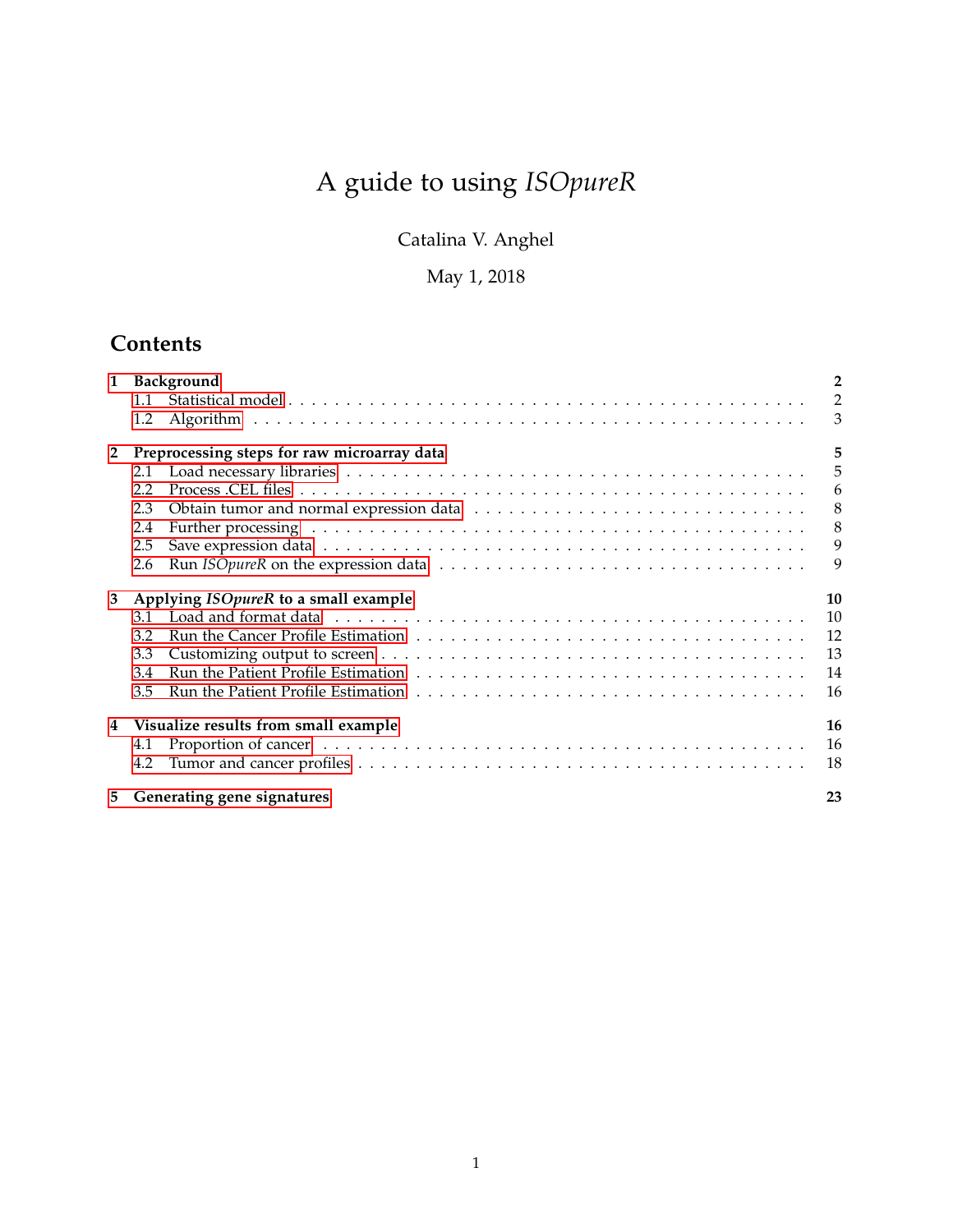# A guide to using *ISOpureR*

Catalina V. Anghel

May 1, 2018

## Contents

- **1 Background** — 2
  - 1.1 Statistical model — 2
  - 1.2 Algorithm — 3
- **2 Preprocessing steps for raw microarray data** — 5
  - 2.1 Load necessary libraries — 5
  - 2.2 Process .CEL files — 6
  - 2.3 Obtain tumor and normal expression data — 8
  - 2.4 Further processing — 8
  - 2.5 Save expression data — 9
  - 2.6 Run *ISOpureR* on the expression data — 9
- **3 Applying *ISOpureR* to a small example** — 10
  - 3.1 Load and format data — 10
  - 3.2 Run the Cancer Profile Estimation — 12
  - 3.3 Customizing output to screen — 13
  - 3.4 Run the Patient Profile Estimation — 14
  - 3.5 Run the Patient Profile Estimation — 16
- **4 Visualize results from small example** — 16
  - 4.1 Proportion of cancer — 16
  - 4.2 Tumor and cancer profiles — 18
- **5 Generating gene signatures** — 23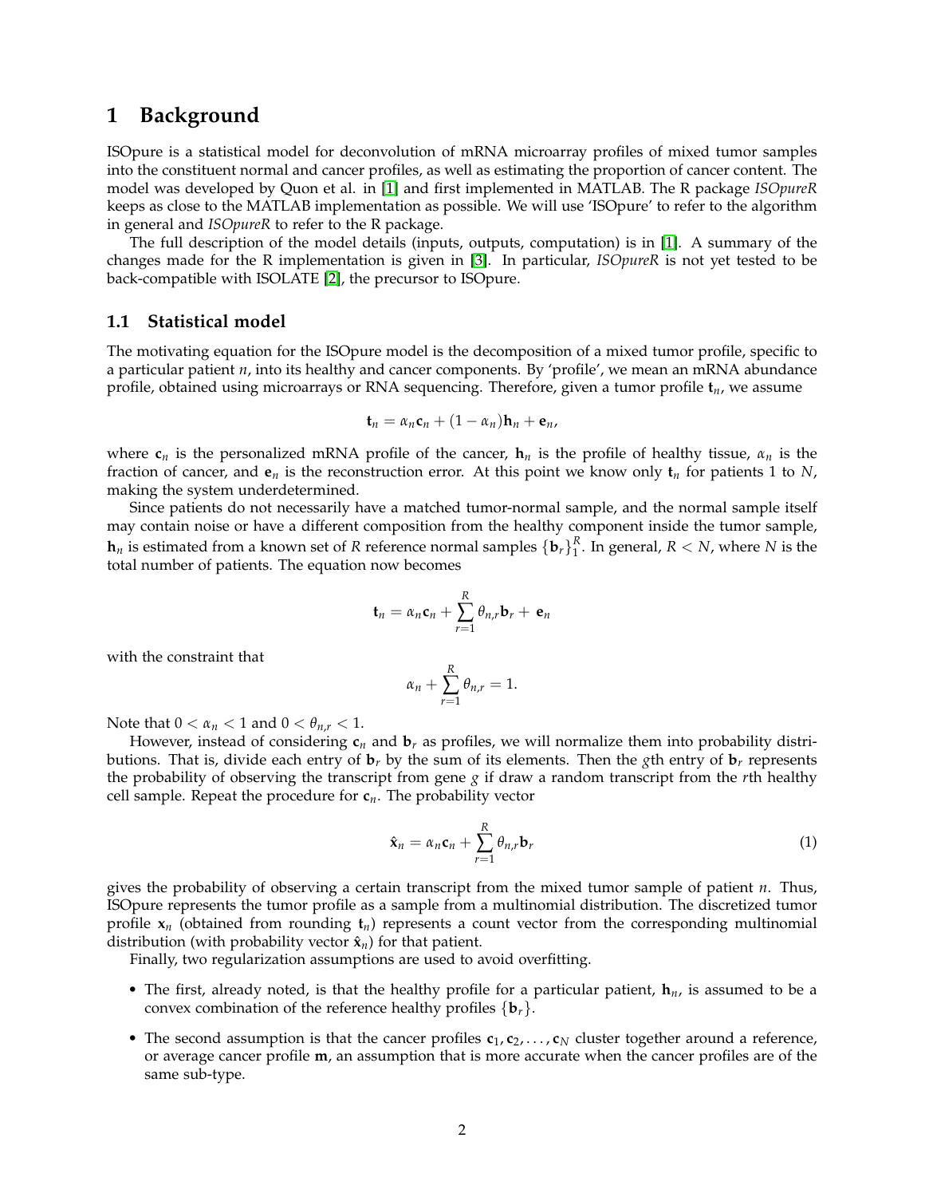# 1 Background

ISOpure is a statistical model for deconvolution of mRNA microarray profiles of mixed tumor samples into the constituent normal and cancer profiles, as well as estimating the proportion of cancer content. The model was developed by Quon et al. in [1] and first implemented in MATLAB. The R package *ISOpureR* keeps as close to the MATLAB implementation as possible. We will use 'ISOpure' to refer to the algorithm in general and *ISOpureR* to refer to the R package.

The full description of the model details (inputs, outputs, computation) is in [1]. A summary of the changes made for the R implementation is given in [3]. In particular, *ISOpureR* is not yet tested to be back-compatible with ISOLATE [2], the precursor to ISOpure.

## 1.1 Statistical model

The motivating equation for the ISOpure model is the decomposition of a mixed tumor profile, specific to a particular patient $n$, into its healthy and cancer components. By 'profile', we mean an mRNA abundance profile, obtained using microarrays or RNA sequencing. Therefore, given a tumor profile $\mathbf{t}_n$, we assume

$$\mathbf{t}_n = \alpha_n \mathbf{c}_n + (1 - \alpha_n)\mathbf{h}_n + \mathbf{e}_n,$$

where $\mathbf{c}_n$ is the personalized mRNA profile of the cancer, $\mathbf{h}_n$ is the profile of healthy tissue, $\alpha_n$ is the fraction of cancer, and $\mathbf{e}_n$ is the reconstruction error. At this point we know only $\mathbf{t}_n$ for patients 1 to $N$, making the system underdetermined.

Since patients do not necessarily have a matched tumor-normal sample, and the normal sample itself may contain noise or have a different composition from the healthy component inside the tumor sample, $\mathbf{h}_n$ is estimated from a known set of $R$ reference normal samples $\{\mathbf{b}_r\}_1^R$. In general, $R < N$, where $N$ is the total number of patients. The equation now becomes

$$\mathbf{t}_n = \alpha_n \mathbf{c}_n + \sum_{r=1}^{R} \theta_{n,r} \mathbf{b}_r + \mathbf{e}_n$$

with the constraint that

$$\alpha_n + \sum_{r=1}^{R} \theta_{n,r} = 1.$$

Note that $0 < \alpha_n < 1$ and $0 < \theta_{n,r} < 1$.

However, instead of considering $\mathbf{c}_n$ and $\mathbf{b}_r$ as profiles, we will normalize them into probability distributions. That is, divide each entry of $\mathbf{b}_r$ by the sum of its elements. Then the $g$th entry of $\mathbf{b}_r$ represents the probability of observing the transcript from gene $g$ if draw a random transcript from the $r$th healthy cell sample. Repeat the procedure for $\mathbf{c}_n$. The probability vector

$$\hat{\mathbf{x}}_n = \alpha_n \mathbf{c}_n + \sum_{r=1}^{R} \theta_{n,r} \mathbf{b}_r \tag{1}$$

gives the probability of observing a certain transcript from the mixed tumor sample of patient $n$. Thus, ISOpure represents the tumor profile as a sample from a multinomial distribution. The discretized tumor profile $\mathbf{x}_n$ (obtained from rounding $\mathbf{t}_n$) represents a count vector from the corresponding multinomial distribution (with probability vector $\hat{\mathbf{x}}_n$) for that patient.

Finally, two regularization assumptions are used to avoid overfitting.

- The first, already noted, is that the healthy profile for a particular patient, $\mathbf{h}_n$, is assumed to be a convex combination of the reference healthy profiles $\{\mathbf{b}_r\}$.
- The second assumption is that the cancer profiles $\mathbf{c}_1, \mathbf{c}_2, \ldots, \mathbf{c}_N$ cluster together around a reference, or average cancer profile $\mathbf{m}$, an assumption that is more accurate when the cancer profiles are of the same sub-type.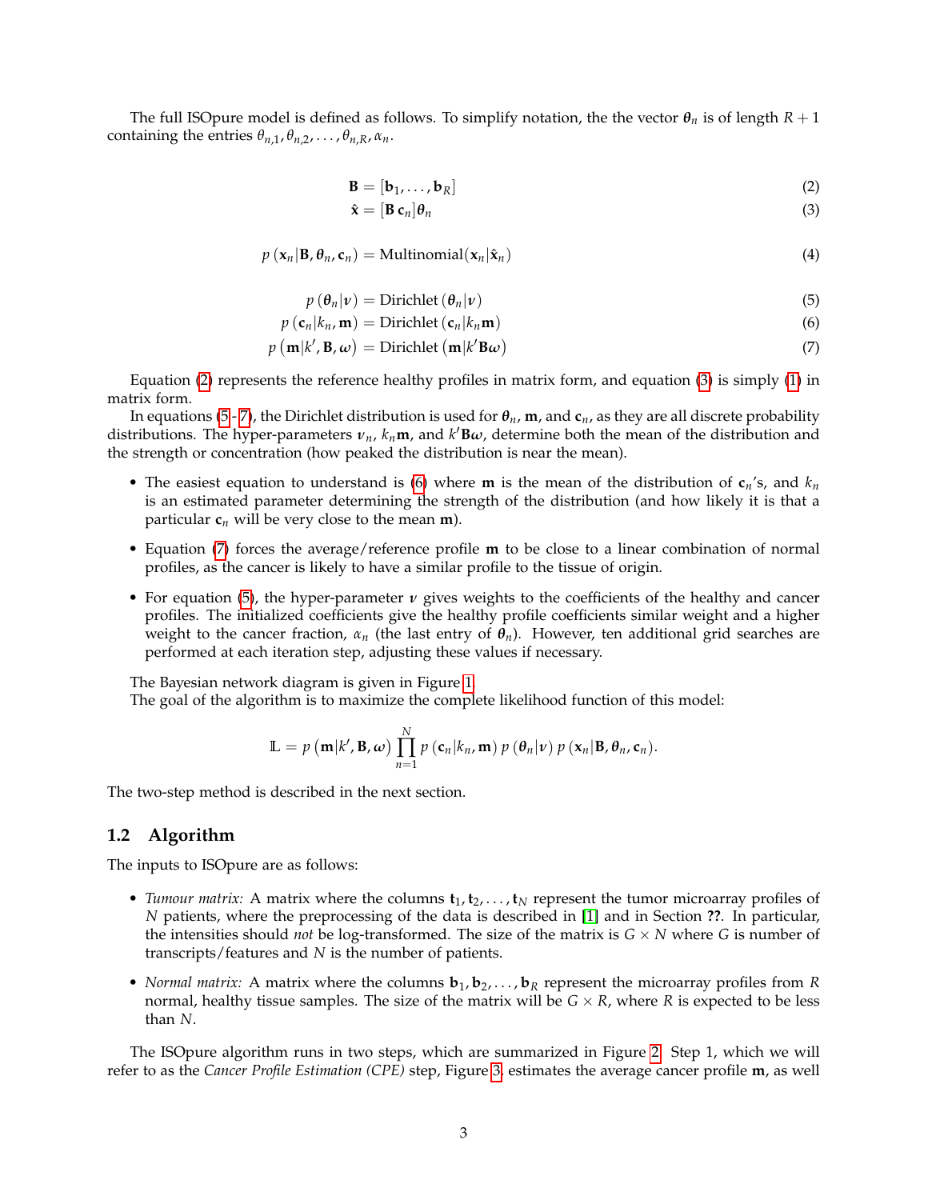The full ISOpure model is defined as follows. To simplify notation, the the vector $\boldsymbol{\theta}_n$ is of length $R+1$ containing the entries $\theta_{n,1}, \theta_{n,2}, \ldots, \theta_{n,R}, \alpha_n$.

$$\mathbf{B} = [\mathbf{b}_1, \ldots, \mathbf{b}_R] \tag{2}$$

$$\hat{\mathbf{x}} = [\mathbf{B}\,\mathbf{c}_n]\boldsymbol{\theta}_n \tag{3}$$

$$p\left(\mathbf{x}_n | \mathbf{B}, \boldsymbol{\theta}_n, \mathbf{c}_n\right) = \text{Multinomial}(\mathbf{x}_n | \hat{\mathbf{x}}_n) \tag{4}$$

$$p\left(\boldsymbol{\theta}_n | \boldsymbol{\nu}\right) = \text{Dirichlet}\left(\boldsymbol{\theta}_n | \boldsymbol{\nu}\right) \tag{5}$$

$$p\left(\mathbf{c}_n | k_n, \mathbf{m}\right) = \text{Dirichlet}\left(\mathbf{c}_n | k_n \mathbf{m}\right) \tag{6}$$

$$p\left(\mathbf{m} | k', \mathbf{B}, \boldsymbol{\omega}\right) = \text{Dirichlet}\left(\mathbf{m} | k' \mathbf{B} \boldsymbol{\omega}\right) \tag{7}$$

Equation (2) represents the reference healthy profiles in matrix form, and equation (3) is simply (1) in matrix form.

In equations (5 - 7), the Dirichlet distribution is used for $\boldsymbol{\theta}_n$, $\mathbf{m}$, and $\mathbf{c}_n$, as they are all discrete probability distributions. The hyper-parameters $\boldsymbol{\nu}_n$, $k_n\mathbf{m}$, and $k'\mathbf{B}\boldsymbol{\omega}$, determine both the mean of the distribution and the strength or concentration (how peaked the distribution is near the mean).

- The easiest equation to understand is (6) where $\mathbf{m}$ is the mean of the distribution of $\mathbf{c}_n$'s, and $k_n$ is an estimated parameter determining the strength of the distribution (and how likely it is that a particular $\mathbf{c}_n$ will be very close to the mean $\mathbf{m}$).
- Equation (7) forces the average/reference profile $\mathbf{m}$ to be close to a linear combination of normal profiles, as the cancer is likely to have a similar profile to the tissue of origin.
- For equation (5), the hyper-parameter $\boldsymbol{\nu}$ gives weights to the coefficients of the healthy and cancer profiles. The initialized coefficients give the healthy profile coefficients similar weight and a higher weight to the cancer fraction, $\alpha_n$ (the last entry of $\boldsymbol{\theta}_n$). However, ten additional grid searches are performed at each iteration step, adjusting these values if necessary.

The Bayesian network diagram is given in Figure 1.

The goal of the algorithm is to maximize the complete likelihood function of this model:

$$\mathbb{L} = p\left(\mathbf{m} | k', \mathbf{B}, \boldsymbol{\omega}\right) \prod_{n=1}^{N} p\left(\mathbf{c}_n | k_n, \mathbf{m}\right) p\left(\boldsymbol{\theta}_n | \boldsymbol{\nu}\right) p\left(\mathbf{x}_n | \mathbf{B}, \boldsymbol{\theta}_n, \mathbf{c}_n\right).$$

The two-step method is described in the next section.

## 1.2 Algorithm

The inputs to ISOpure are as follows:

- *Tumour matrix:* A matrix where the columns $\mathbf{t}_1, \mathbf{t}_2, \ldots, \mathbf{t}_N$ represent the tumor microarray profiles of $N$ patients, where the preprocessing of the data is described in [1] and in Section **??**. In particular, the intensities should *not* be log-transformed. The size of the matrix is $G \times N$ where $G$ is number of transcripts/features and $N$ is the number of patients.
- *Normal matrix:* A matrix where the columns $\mathbf{b}_1, \mathbf{b}_2, \ldots, \mathbf{b}_R$ represent the microarray profiles from $R$ normal, healthy tissue samples. The size of the matrix will be $G \times R$, where $R$ is expected to be less than $N$.

The ISOpure algorithm runs in two steps, which are summarized in Figure 2. Step 1, which we will refer to as the *Cancer Profile Estimation (CPE)* step, Figure 3, estimates the average cancer profile $\mathbf{m}$, as well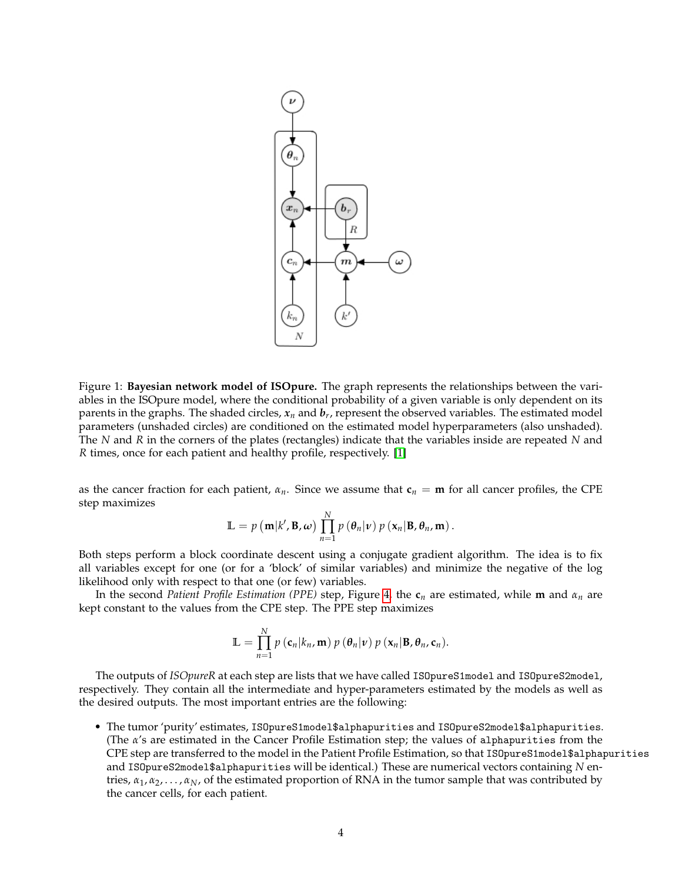Figure 1: **Bayesian network model of ISOpure.** The graph represents the relationships between the variables in the ISOpure model, where the conditional probability of a given variable is only dependent on its parents in the graphs. The shaded circles, $\boldsymbol{x}_n$ and $\boldsymbol{b}_r$, represent the observed variables. The estimated model parameters (unshaded circles) are conditioned on the estimated model hyperparameters (also unshaded). The $N$ and $R$ in the corners of the plates (rectangles) indicate that the variables inside are repeated $N$ and $R$ times, once for each patient and healthy profile, respectively. [1]

as the cancer fraction for each patient, $\alpha_n$. Since we assume that $\mathbf{c}_n = \mathbf{m}$ for all cancer profiles, the CPE step maximizes

$$\mathbb{L} = p\left(\mathbf{m}|k', \mathbf{B}, \boldsymbol{\omega}\right) \prod_{n=1}^{N} p\left(\boldsymbol{\theta}_n|\boldsymbol{\nu}\right) p\left(\mathbf{x}_n|\mathbf{B}, \boldsymbol{\theta}_n, \mathbf{m}\right).$$

Both steps perform a block coordinate descent using a conjugate gradient algorithm. The idea is to fix all variables except for one (or for a 'block' of similar variables) and minimize the negative of the log likelihood only with respect to that one (or few) variables.

In the second *Patient Profile Estimation (PPE)* step, Figure 4, the $\mathbf{c}_n$ are estimated, while $\mathbf{m}$ and $\alpha_n$ are kept constant to the values from the CPE step. The PPE step maximizes

$$\mathbb{L} = \prod_{n=1}^{N} p\left(\mathbf{c}_n|k_n, \mathbf{m}\right) p\left(\boldsymbol{\theta}_n|\boldsymbol{\nu}\right) p\left(\mathbf{x}_n|\mathbf{B}, \boldsymbol{\theta}_n, \mathbf{c}_n\right).$$

The outputs of *ISOpureR* at each step are lists that we have called `ISOpureS1model` and `ISOpureS2model`, respectively. They contain all the intermediate and hyper-parameters estimated by the models as well as the desired outputs. The most important entries are the following:

- The tumor 'purity' estimates, `ISOpureS1model$alphapurities` and `ISOpureS2model$alphapurities`. (The $\alpha$'s are estimated in the Cancer Profile Estimation step; the values of `alphapurities` from the CPE step are transferred to the model in the Patient Profile Estimation, so that `ISOpureS1model$alphapurities` and `ISOpureS2model$alphapurities` will be identical.) These are numerical vectors containing $N$ entries, $\alpha_1, \alpha_2, \ldots, \alpha_N$, of the estimated proportion of RNA in the tumor sample that was contributed by the cancer cells, for each patient.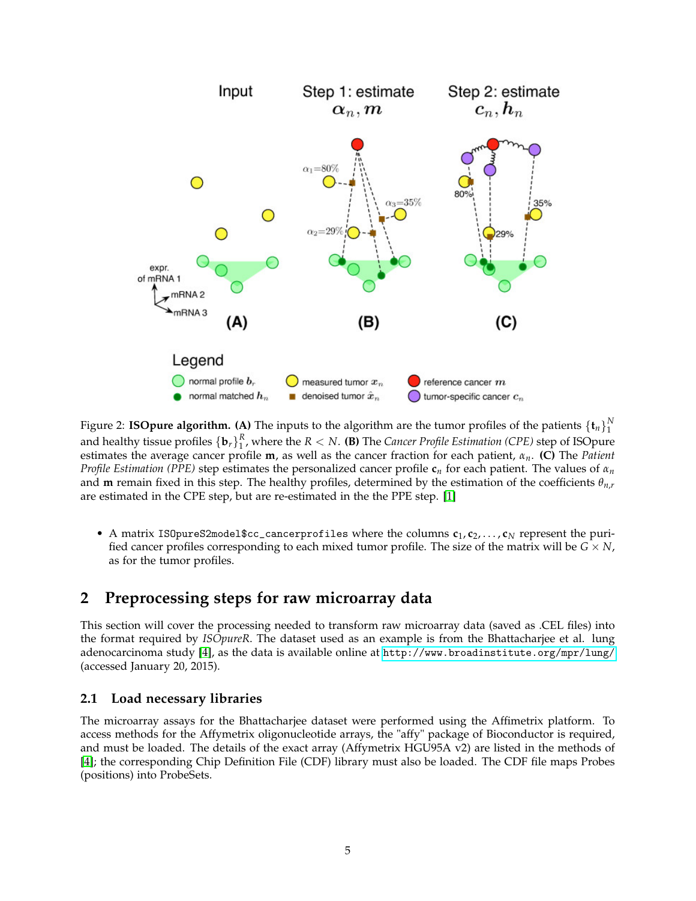Figure 2: **ISOpure algorithm. (A)** The inputs to the algorithm are the tumor profiles of the patients $\{\mathbf{t}_n\}_1^N$ and healthy tissue profiles $\{\mathbf{b}_r\}_1^R$, where the $R < N$. **(B)** The *Cancer Profile Estimation (CPE)* step of ISOpure estimates the average cancer profile $\mathbf{m}$, as well as the cancer fraction for each patient, $\alpha_n$. **(C)** The *Patient Profile Estimation (PPE)* step estimates the personalized cancer profile $\mathbf{c}_n$ for each patient. The values of $\alpha_n$ and $\mathbf{m}$ remain fixed in this step. The healthy profiles, determined by the estimation of the coefficients $\theta_{n,r}$ are estimated in the CPE step, but are re-estimated in the the PPE step. [1]

- A matrix `ISOpureS2model$cc_cancerprofiles` where the columns $\mathbf{c}_1, \mathbf{c}_2, \ldots, \mathbf{c}_N$ represent the purified cancer profiles corresponding to each mixed tumor profile. The size of the matrix will be $G \times N$, as for the tumor profiles.

## 2 Preprocessing steps for raw microarray data

This section will cover the processing needed to transform raw microarray data (saved as .CEL files) into the format required by *ISOpureR*. The dataset used as an example is from the Bhattacharjee et al. lung adenocarcinoma study [4], as the data is available online at `http://www.broadinstitute.org/mpr/lung/` (accessed January 20, 2015).

### 2.1 Load necessary libraries

The microarray assays for the Bhattacharjee dataset were performed using the Affimetrix platform. To access methods for the Affymetrix oligonucleotide arrays, the "affy" package of Bioconductor is required, and must be loaded. The details of the exact array (Affymetrix HGU95A v2) are listed in the methods of [4]; the corresponding Chip Definition File (CDF) library must also be loaded. The CDF file maps Probes (positions) into ProbeSets.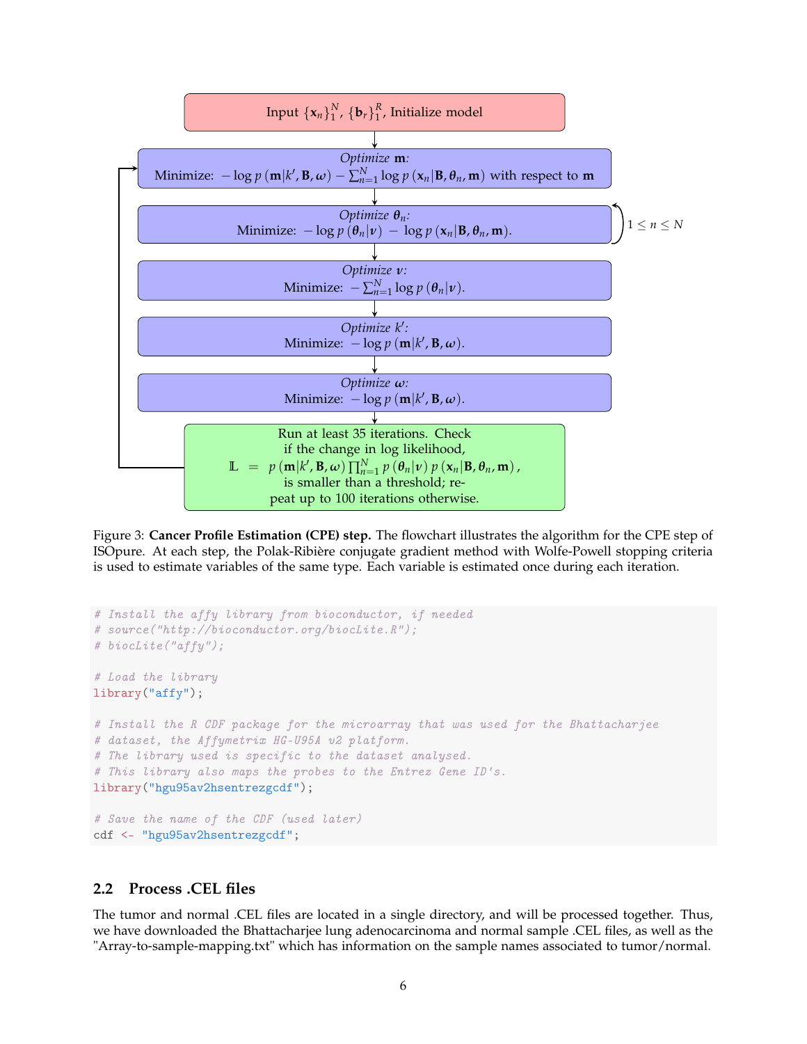Input $\{\mathbf{x}_n\}_1^N$, $\{\mathbf{b}_r\}_1^R$, Initialize model

*Optimize* $\mathbf{m}$:
Minimize: $-\log p(\mathbf{m}|k', \mathbf{B}, \boldsymbol{\omega}) - \sum_{n=1}^{N} \log p(\mathbf{x}_n|\mathbf{B}, \boldsymbol{\theta}_n, \mathbf{m})$ with respect to $\mathbf{m}$

*Optimize* $\boldsymbol{\theta}_n$:
Minimize: $-\log p(\boldsymbol{\theta}_n|\boldsymbol{\nu}) - \log p(\mathbf{x}_n|\mathbf{B}, \boldsymbol{\theta}_n, \mathbf{m})$. ($1 \leq n \leq N$)

*Optimize* $\boldsymbol{\nu}$:
Minimize: $-\sum_{n=1}^{N} \log p(\boldsymbol{\theta}_n|\boldsymbol{\nu})$.

*Optimize* $k'$:
Minimize: $-\log p(\mathbf{m}|k', \mathbf{B}, \boldsymbol{\omega})$.

*Optimize* $\boldsymbol{\omega}$:
Minimize: $-\log p(\mathbf{m}|k', \mathbf{B}, \boldsymbol{\omega})$.

Run at least 35 iterations. Check if the change in log likelihood,
$$\mathbb{L} = p(\mathbf{m}|k', \mathbf{B}, \boldsymbol{\omega}) \prod_{n=1}^{N} p(\boldsymbol{\theta}_n|\boldsymbol{\nu})\, p(\mathbf{x}_n|\mathbf{B}, \boldsymbol{\theta}_n, \mathbf{m}),$$
is smaller than a threshold; repeat up to 100 iterations otherwise.

Figure 3: **Cancer Profile Estimation (CPE) step.** The flowchart illustrates the algorithm for the CPE step of ISOpure. At each step, the Polak-Ribière conjugate gradient method with Wolfe-Powell stopping criteria is used to estimate variables of the same type. Each variable is estimated once during each iteration.

```
# Install the affy library from bioconductor, if needed
# source("http://bioconductor.org/biocLite.R");
# biocLite("affy");

# Load the library
library("affy");

# Install the R CDF package for the microarray that was used for the Bhattacharjee
# dataset, the Affymetrix HG-U95A v2 platform.
# The library used is specific to the dataset analysed.
# This library also maps the probes to the Entrez Gene ID's.
library("hgu95av2hsentrezgcdf");

# Save the name of the CDF (used later)
cdf <- "hgu95av2hsentrezgcdf";
```

## 2.2 Process .CEL files

The tumor and normal .CEL files are located in a single directory, and will be processed together. Thus, we have downloaded the Bhattacharjee lung adenocarcinoma and normal sample .CEL files, as well as the "Array-to-sample-mapping.txt" which has information on the sample names associated to tumor/normal.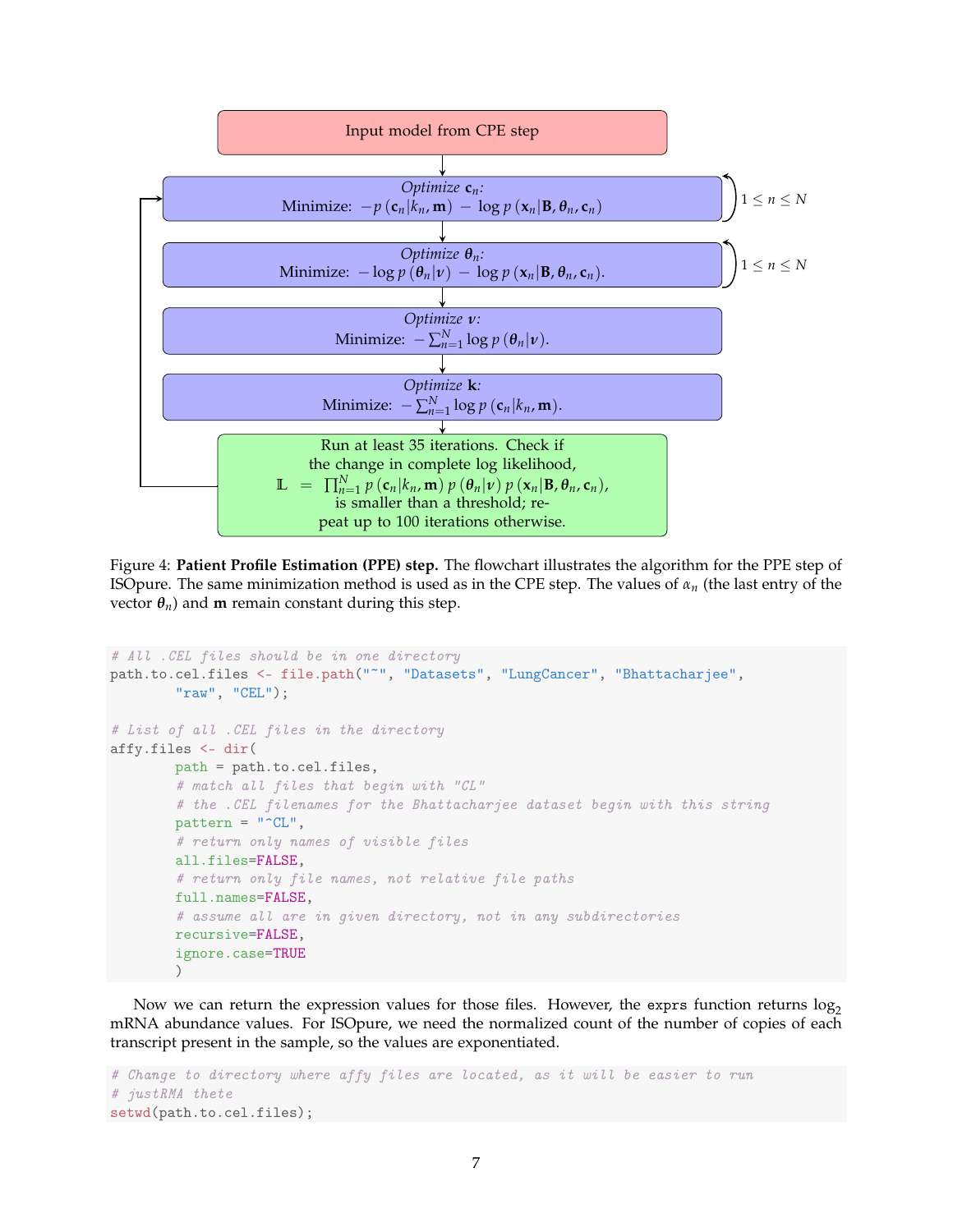Input model from CPE step

*Optimize* $\mathbf{c}_n$*:*
Minimize: $-p\left(\mathbf{c}_n|k_n,\mathbf{m}\right) - \log p\left(\mathbf{x}_n|\mathbf{B},\boldsymbol{\theta}_n,\mathbf{c}_n\right)$ — $1 \leq n \leq N$

*Optimize* $\boldsymbol{\theta}_n$*:*
Minimize: $-\log p\left(\boldsymbol{\theta}_n|\boldsymbol{\nu}\right) - \log p\left(\mathbf{x}_n|\mathbf{B},\boldsymbol{\theta}_n,\mathbf{c}_n\right)$. — $1 \leq n \leq N$

*Optimize* $\boldsymbol{\nu}$*:*
Minimize: $-\sum_{n=1}^{N}\log p\left(\boldsymbol{\theta}_n|\boldsymbol{\nu}\right)$.

*Optimize* $\mathbf{k}$*:*
Minimize: $-\sum_{n=1}^{N}\log p\left(\mathbf{c}_n|k_n,\mathbf{m}\right)$.

Run at least 35 iterations. Check if the change in complete log likelihood, $\mathbb{L} = \prod_{n=1}^{N} p\left(\mathbf{c}_n|k_n,\mathbf{m}\right) p\left(\boldsymbol{\theta}_n|\boldsymbol{\nu}\right) p\left(\mathbf{x}_n|\mathbf{B},\boldsymbol{\theta}_n,\mathbf{c}_n\right)$, is smaller than a threshold; repeat up to 100 iterations otherwise.

Figure 4: **Patient Profile Estimation (PPE) step.** The flowchart illustrates the algorithm for the PPE step of ISOpure. The same minimization method is used as in the CPE step. The values of $\alpha_n$ (the last entry of the vector $\boldsymbol{\theta}_n$) and $\mathbf{m}$ remain constant during this step.

```
# All .CEL files should be in one directory
path.to.cel.files <- file.path("~", "Datasets", "LungCancer", "Bhattacharjee",
        "raw", "CEL");

# List of all .CEL files in the directory
affy.files <- dir(
        path = path.to.cel.files,
        # match all files that begin with "CL"
        # the .CEL filenames for the Bhattacharjee dataset begin with this string
        pattern = "^CL",
        # return only names of visible files
        all.files=FALSE,
        # return only file names, not relative file paths
        full.names=FALSE,
        # assume all are in given directory, not in any subdirectories
        recursive=FALSE,
        ignore.case=TRUE
        )
```

Now we can return the expression values for those files. However, the `exprs` function returns $\log_2$ mRNA abundance values. For ISOpure, we need the normalized count of the number of copies of each transcript present in the sample, so the values are exponentiated.

```
# Change to directory where affy files are located, as it will be easier to run
# justRMA thete
setwd(path.to.cel.files);
```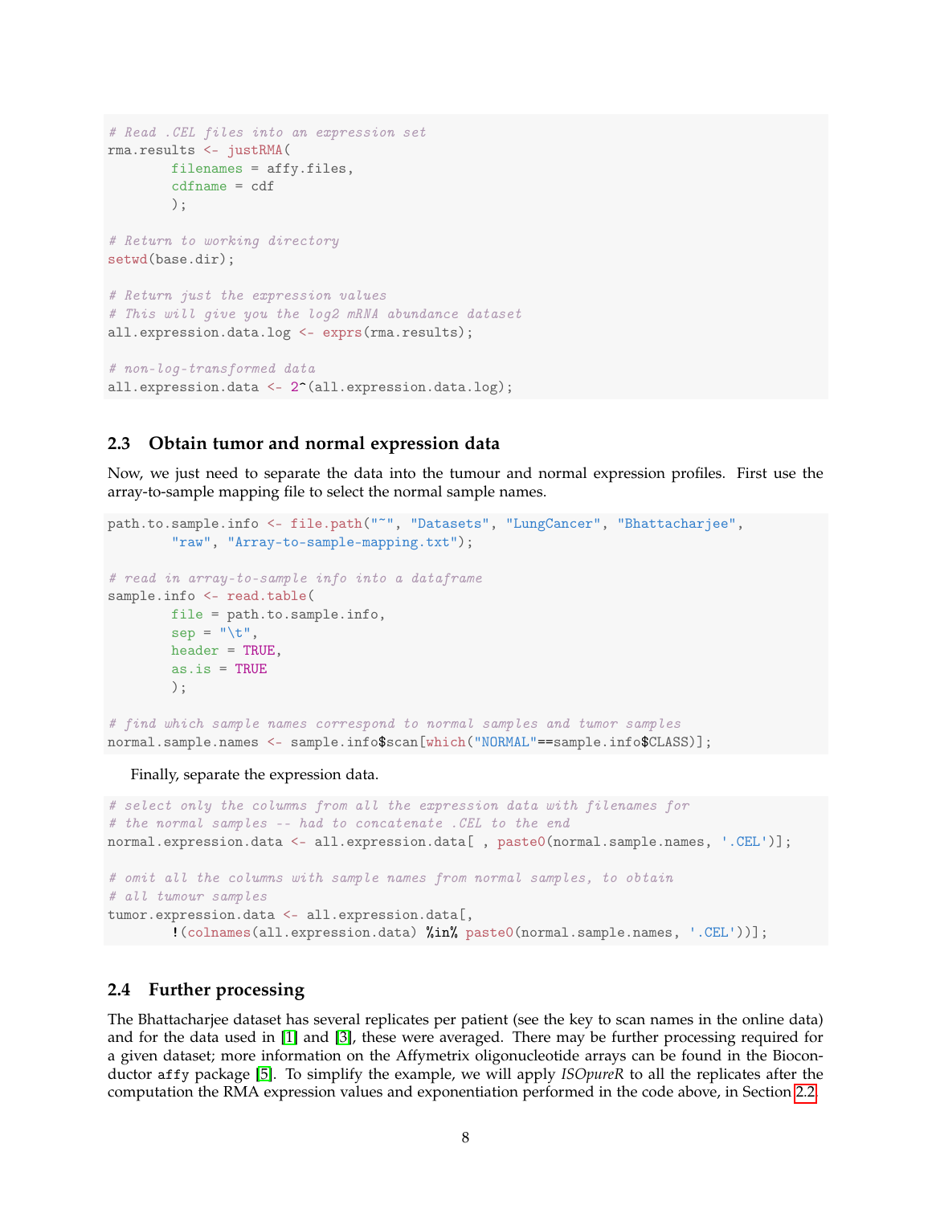```
# Read .CEL files into an expression set
rma.results <- justRMA(
        filenames = affy.files,
        cdfname = cdf
        );

# Return to working directory
setwd(base.dir);

# Return just the expression values
# This will give you the log2 mRNA abundance dataset
all.expression.data.log <- exprs(rma.results);

# non-log-transformed data
all.expression.data <- 2^(all.expression.data.log);
```

### 2.3 Obtain tumor and normal expression data

Now, we just need to separate the data into the tumour and normal expression profiles. First use the array-to-sample mapping file to select the normal sample names.

```
path.to.sample.info <- file.path("~", "Datasets", "LungCancer", "Bhattacharjee",
        "raw", "Array-to-sample-mapping.txt");

# read in array-to-sample info into a dataframe
sample.info <- read.table(
        file = path.to.sample.info,
        sep = "\t",
        header = TRUE,
        as.is = TRUE
        );

# find which sample names correspond to normal samples and tumor samples
normal.sample.names <- sample.info$scan[which("NORMAL"==sample.info$CLASS)];
```

Finally, separate the expression data.

```
# select only the columns from all the expression data with filenames for
# the normal samples -- had to concatenate .CEL to the end
normal.expression.data <- all.expression.data[ , paste0(normal.sample.names, '.CEL')];

# omit all the columns with sample names from normal samples, to obtain
# all tumour samples
tumor.expression.data <- all.expression.data[,
        !(colnames(all.expression.data) %in% paste0(normal.sample.names, '.CEL'))];
```

### 2.4 Further processing

The Bhattacharjee dataset has several replicates per patient (see the key to scan names in the online data) and for the data used in [1] and [3], these were averaged. There may be further processing required for a given dataset; more information on the Affymetrix oligonucleotide arrays can be found in the Bioconductor `affy` package [5]. To simplify the example, we will apply *ISOpureR* to all the replicates after the computation the RMA expression values and exponentiation performed in the code above, in Section 2.2.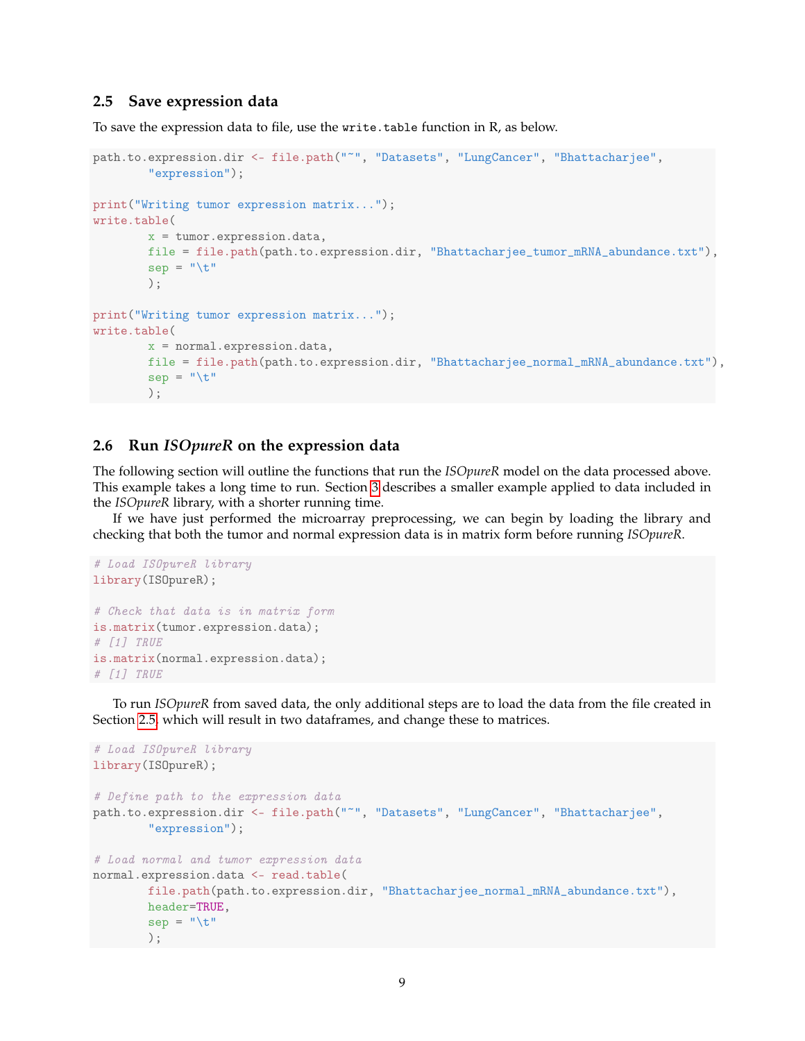### 2.5 Save expression data

To save the expression data to file, use the `write.table` function in R, as below.

```
path.to.expression.dir <- file.path("~", "Datasets", "LungCancer", "Bhattacharjee",
        "expression");

print("Writing tumor expression matrix...");
write.table(
        x = tumor.expression.data,
        file = file.path(path.to.expression.dir, "Bhattacharjee_tumor_mRNA_abundance.txt"),
        sep = "\t"
        );

print("Writing tumor expression matrix...");
write.table(
        x = normal.expression.data,
        file = file.path(path.to.expression.dir, "Bhattacharjee_normal_mRNA_abundance.txt"),
        sep = "\t"
        );
```

### 2.6 Run *ISOpureR* on the expression data

The following section will outline the functions that run the *ISOpureR* model on the data processed above. This example takes a long time to run. Section 3 describes a smaller example applied to data included in the *ISOpureR* library, with a shorter running time.

If we have just performed the microarray preprocessing, we can begin by loading the library and checking that both the tumor and normal expression data is in matrix form before running *ISOpureR*.

```
# Load ISOpureR library
library(ISOpureR);

# Check that data is in matrix form
is.matrix(tumor.expression.data);
# [1] TRUE
is.matrix(normal.expression.data);
# [1] TRUE
```

To run *ISOpureR* from saved data, the only additional steps are to load the data from the file created in Section 2.5, which will result in two dataframes, and change these to matrices.

```
# Load ISOpureR library
library(ISOpureR);

# Define path to the expression data
path.to.expression.dir <- file.path("~", "Datasets", "LungCancer", "Bhattacharjee",
        "expression");

# Load normal and tumor expression data
normal.expression.data <- read.table(
        file.path(path.to.expression.dir, "Bhattacharjee_normal_mRNA_abundance.txt"),
        header=TRUE,
        sep = "\t"
        );
```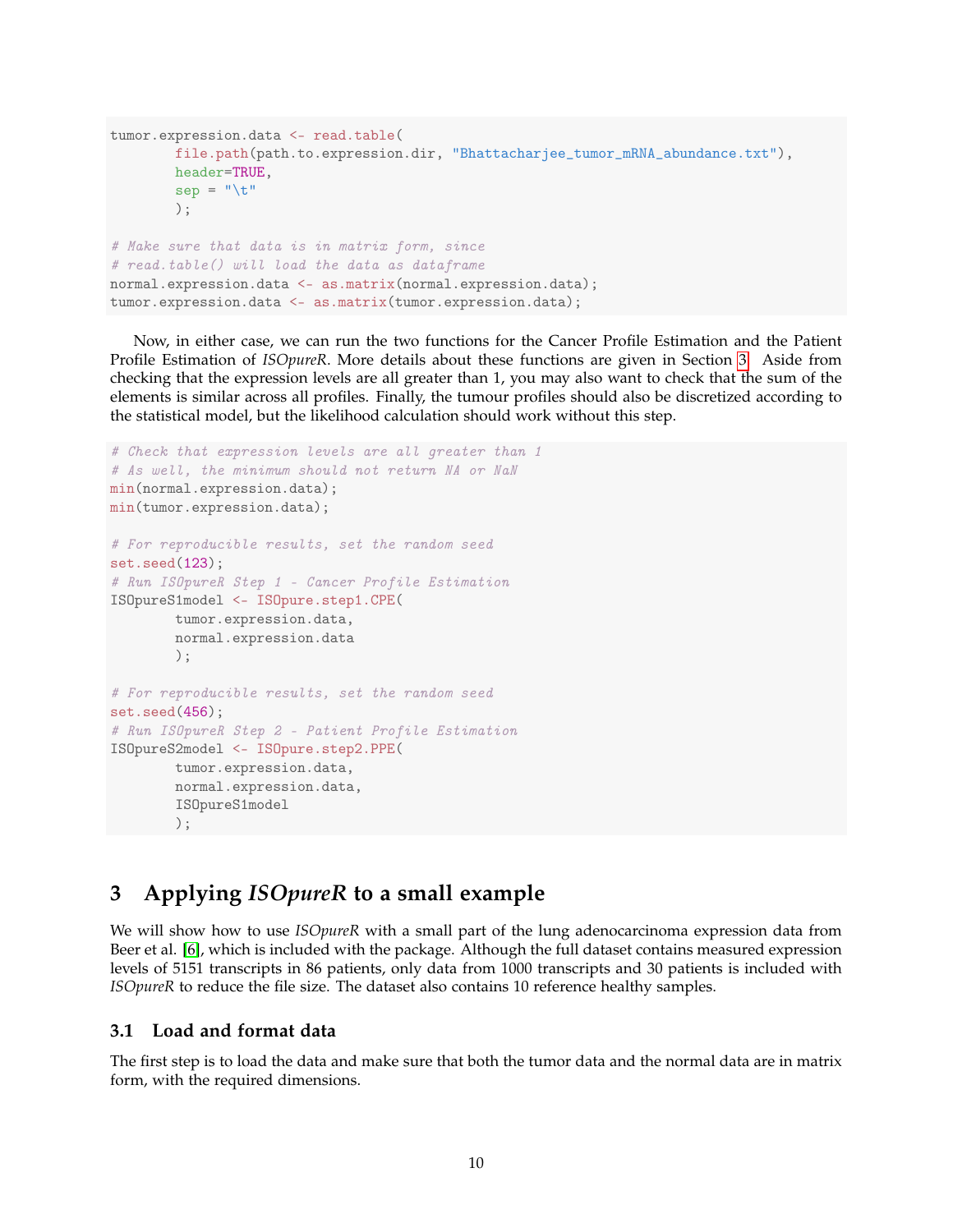```
tumor.expression.data <- read.table(
        file.path(path.to.expression.dir, "Bhattacharjee_tumor_mRNA_abundance.txt"),
        header=TRUE,
        sep = "\t"
        );

# Make sure that data is in matrix form, since
# read.table() will load the data as dataframe
normal.expression.data <- as.matrix(normal.expression.data);
tumor.expression.data <- as.matrix(tumor.expression.data);
```

Now, in either case, we can run the two functions for the Cancer Profile Estimation and the Patient Profile Estimation of *ISOpureR*. More details about these functions are given in Section 3. Aside from checking that the expression levels are all greater than 1, you may also want to check that the sum of the elements is similar across all profiles. Finally, the tumour profiles should also be discretized according to the statistical model, but the likelihood calculation should work without this step.

```
# Check that expression levels are all greater than 1
# As well, the minimum should not return NA or NaN
min(normal.expression.data);
min(tumor.expression.data);

# For reproducible results, set the random seed
set.seed(123);
# Run ISOpureR Step 1 - Cancer Profile Estimation
ISOpureS1model <- ISOpure.step1.CPE(
        tumor.expression.data,
        normal.expression.data
        );

# For reproducible results, set the random seed
set.seed(456);
# Run ISOpureR Step 2 - Patient Profile Estimation
ISOpureS2model <- ISOpure.step2.PPE(
        tumor.expression.data,
        normal.expression.data,
        ISOpureS1model
        );
```

## 3 Applying *ISOpureR* to a small example

We will show how to use *ISOpureR* with a small part of the lung adenocarcinoma expression data from Beer et al. [6], which is included with the package. Although the full dataset contains measured expression levels of 5151 transcripts in 86 patients, only data from 1000 transcripts and 30 patients is included with *ISOpureR* to reduce the file size. The dataset also contains 10 reference healthy samples.

### 3.1 Load and format data

The first step is to load the data and make sure that both the tumor data and the normal data are in matrix form, with the required dimensions.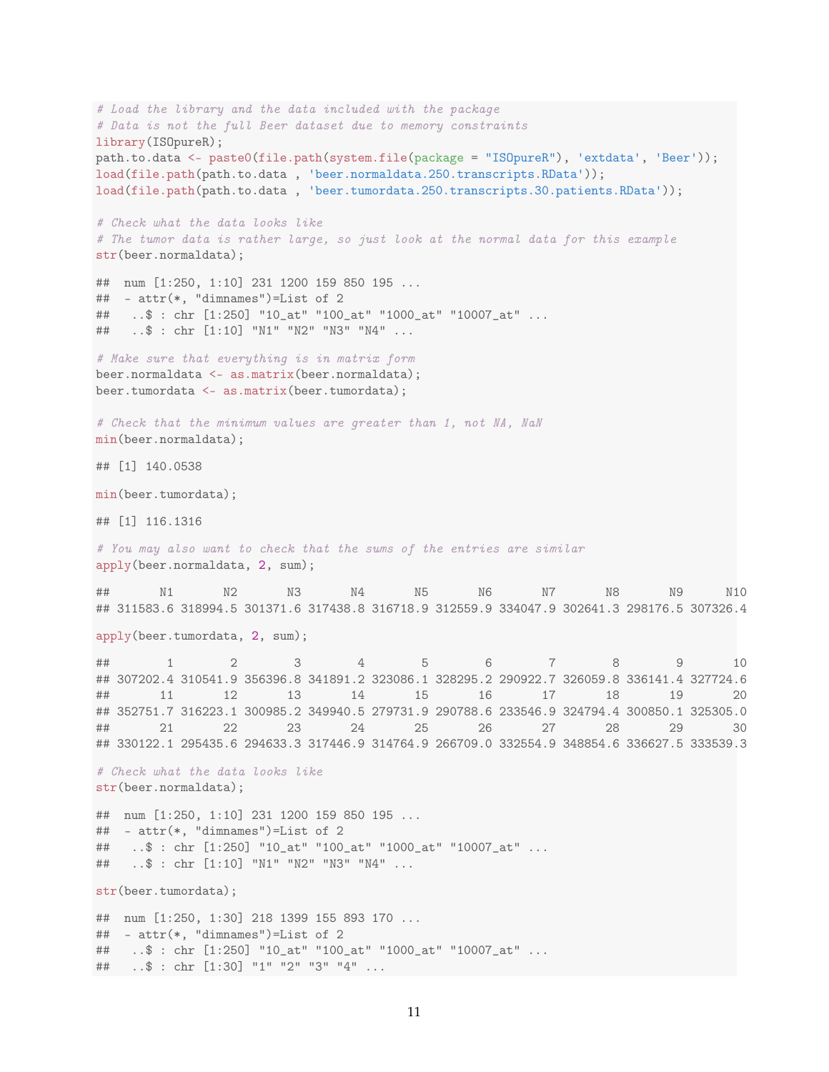```r
# Load the library and the data included with the package
# Data is not the full Beer dataset due to memory constraints
library(ISOpureR);
path.to.data <- paste0(file.path(system.file(package = "ISOpureR"), 'extdata', 'Beer'));
load(file.path(path.to.data , 'beer.normaldata.250.transcripts.RData'));
load(file.path(path.to.data , 'beer.tumordata.250.transcripts.30.patients.RData'));

# Check what the data looks like
# The tumor data is rather large, so just look at the normal data for this example
str(beer.normaldata);

##  num [1:250, 1:10] 231 1200 159 850 195 ...
##  - attr(*, "dimnames")=List of 2
##   ..$ : chr [1:250] "10_at" "100_at" "1000_at" "10007_at" ...
##   ..$ : chr [1:10] "N1" "N2" "N3" "N4" ...

# Make sure that everything is in matrix form
beer.normaldata <- as.matrix(beer.normaldata);
beer.tumordata <- as.matrix(beer.tumordata);

# Check that the minimum values are greater than 1, not NA, NaN
min(beer.normaldata);

## [1] 140.0538

min(beer.tumordata);

## [1] 116.1316

# You may also want to check that the sums of the entries are similar
apply(beer.normaldata, 2, sum);

##       N1       N2       N3       N4       N5       N6       N7       N8       N9      N10
## 311583.6 318994.5 301371.6 317438.8 316718.9 312559.9 334047.9 302641.3 298176.5 307326.4

apply(beer.tumordata, 2, sum);

##        1        2        3        4        5        6        7        8        9       10
## 307202.4 310541.9 356396.8 341891.2 323086.1 328295.2 290922.7 326059.8 336141.4 327724.6
##       11       12       13       14       15       16       17       18       19       20
## 352751.7 316223.1 300985.2 349940.5 279731.9 290788.6 233546.9 324794.4 300850.1 325305.0
##       21       22       23       24       25       26       27       28       29       30
## 330122.1 295435.6 294633.3 317446.9 314764.9 266709.0 332554.9 348854.6 336627.5 333539.3

# Check what the data looks like
str(beer.normaldata);

##  num [1:250, 1:10] 231 1200 159 850 195 ...
##  - attr(*, "dimnames")=List of 2
##   ..$ : chr [1:250] "10_at" "100_at" "1000_at" "10007_at" ...
##   ..$ : chr [1:10] "N1" "N2" "N3" "N4" ...

str(beer.tumordata);

##  num [1:250, 1:30] 218 1399 155 893 170 ...
##  - attr(*, "dimnames")=List of 2
##   ..$ : chr [1:250] "10_at" "100_at" "1000_at" "10007_at" ...
##   ..$ : chr [1:30] "1" "2" "3" "4" ...
```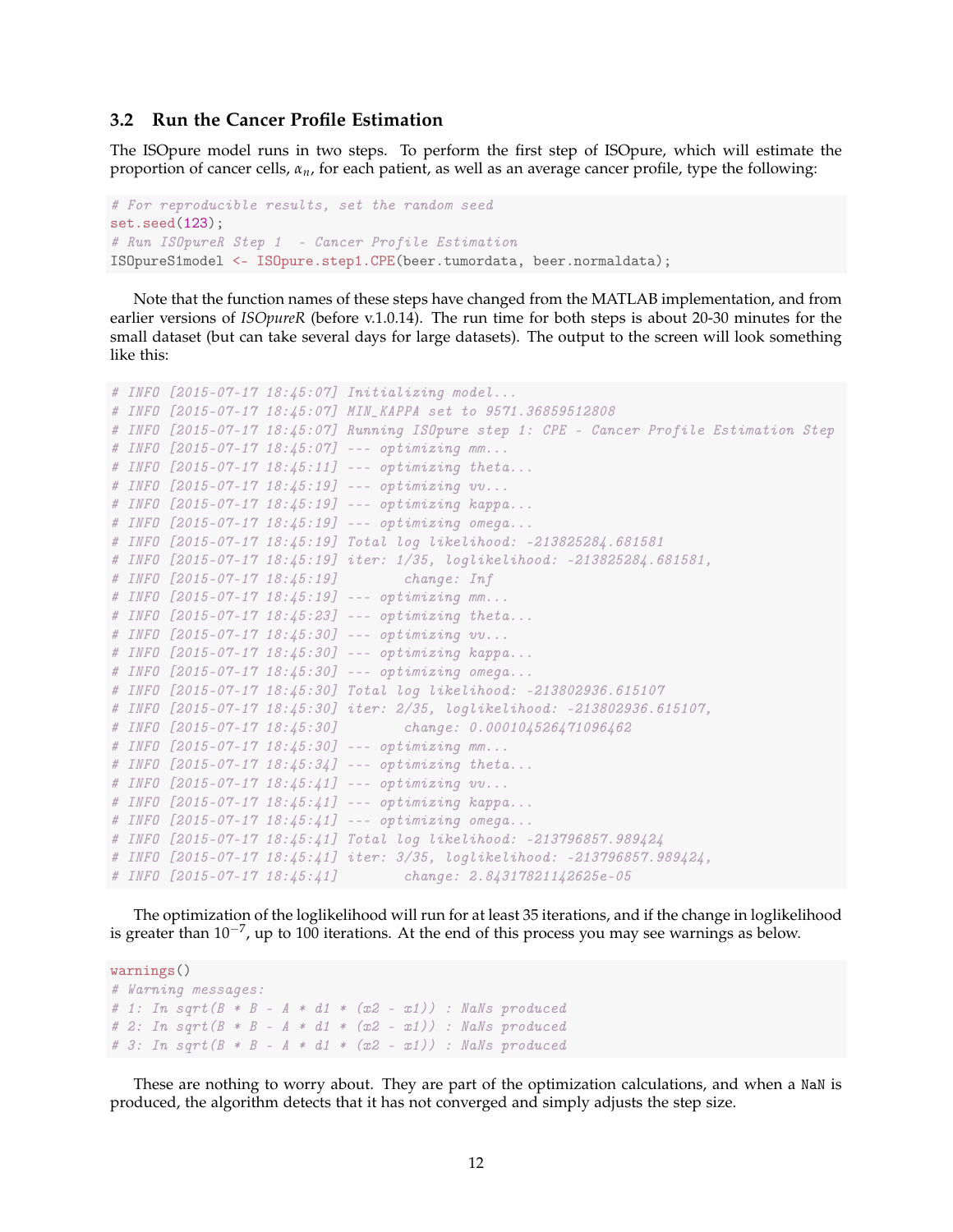### 3.2 Run the Cancer Profile Estimation

The ISOpure model runs in two steps. To perform the first step of ISOpure, which will estimate the proportion of cancer cells, $\alpha_n$, for each patient, as well as an average cancer profile, type the following:

```
# For reproducible results, set the random seed
set.seed(123);
# Run ISOpureR Step 1  - Cancer Profile Estimation
ISOpureS1model <- ISOpure.step1.CPE(beer.tumordata, beer.normaldata);
```

Note that the function names of these steps have changed from the MATLAB implementation, and from earlier versions of *ISOpureR* (before v.1.0.14). The run time for both steps is about 20-30 minutes for the small dataset (but can take several days for large datasets). The output to the screen will look something like this:

```
# INFO [2015-07-17 18:45:07] Initializing model...
# INFO [2015-07-17 18:45:07] MIN_KAPPA set to 9571.36859512808
# INFO [2015-07-17 18:45:07] Running ISOpure step 1: CPE - Cancer Profile Estimation Step
# INFO [2015-07-17 18:45:07] --- optimizing mm...
# INFO [2015-07-17 18:45:11] --- optimizing theta...
# INFO [2015-07-17 18:45:19] --- optimizing vv...
# INFO [2015-07-17 18:45:19] --- optimizing kappa...
# INFO [2015-07-17 18:45:19] --- optimizing omega...
# INFO [2015-07-17 18:45:19] Total log likelihood: -213825284.681581
# INFO [2015-07-17 18:45:19] iter: 1/35, loglikelihood: -213825284.681581,
# INFO [2015-07-17 18:45:19]        change: Inf
# INFO [2015-07-17 18:45:19] --- optimizing mm...
# INFO [2015-07-17 18:45:23] --- optimizing theta...
# INFO [2015-07-17 18:45:30] --- optimizing vv...
# INFO [2015-07-17 18:45:30] --- optimizing kappa...
# INFO [2015-07-17 18:45:30] --- optimizing omega...
# INFO [2015-07-17 18:45:30] Total log likelihood: -213802936.615107
# INFO [2015-07-17 18:45:30] iter: 2/35, loglikelihood: -213802936.615107,
# INFO [2015-07-17 18:45:30]        change: 0.000104526471096462
# INFO [2015-07-17 18:45:30] --- optimizing mm...
# INFO [2015-07-17 18:45:34] --- optimizing theta...
# INFO [2015-07-17 18:45:41] --- optimizing vv...
# INFO [2015-07-17 18:45:41] --- optimizing kappa...
# INFO [2015-07-17 18:45:41] --- optimizing omega...
# INFO [2015-07-17 18:45:41] Total log likelihood: -213796857.989424
# INFO [2015-07-17 18:45:41] iter: 3/35, loglikelihood: -213796857.989424,
# INFO [2015-07-17 18:45:41]        change: 2.84317821142625e-05
```

The optimization of the loglikelihood will run for at least 35 iterations, and if the change in loglikelihood is greater than $10^{-7}$, up to 100 iterations. At the end of this process you may see warnings as below.

```
warnings()
# Warning messages:
# 1: In sqrt(B * B - A * d1 * (x2 - x1)) : NaNs produced
# 2: In sqrt(B * B - A * d1 * (x2 - x1)) : NaNs produced
# 3: In sqrt(B * B - A * d1 * (x2 - x1)) : NaNs produced
```

These are nothing to worry about. They are part of the optimization calculations, and when a `NaN` is produced, the algorithm detects that it has not converged and simply adjusts the step size.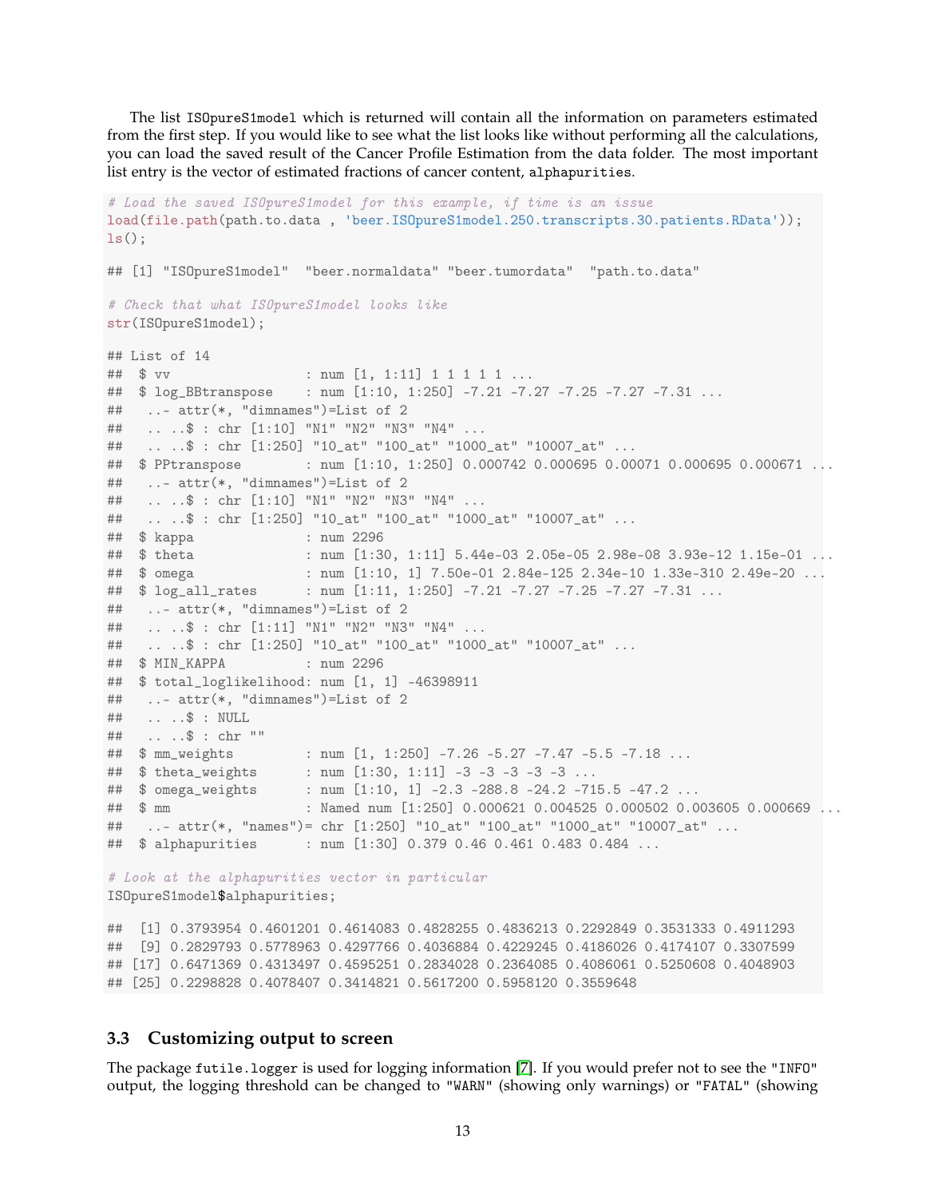The list `ISOpureS1model` which is returned will contain all the information on parameters estimated from the first step. If you would like to see what the list looks like without performing all the calculations, you can load the saved result of the Cancer Profile Estimation from the data folder. The most important list entry is the vector of estimated fractions of cancer content, `alphapurities`.

```
# Load the saved ISOpureS1model for this example, if time is an issue
load(file.path(path.to.data , 'beer.ISOpureS1model.250.transcripts.30.patients.RData'));
ls();

## [1] "ISOpureS1model"  "beer.normaldata" "beer.tumordata"  "path.to.data"

# Check that what ISOpureS1model looks like
str(ISOpureS1model);

## List of 14
##  $ vv                 : num [1, 1:11] 1 1 1 1 1 ...
##  $ log_BBtranspose    : num [1:10, 1:250] -7.21 -7.27 -7.25 -7.27 -7.31 ...
##   ..- attr(*, "dimnames")=List of 2
##   .. ..$ : chr [1:10] "N1" "N2" "N3" "N4" ...
##   .. ..$ : chr [1:250] "10_at" "100_at" "1000_at" "10007_at" ...
##  $ PPtranspose        : num [1:10, 1:250] 0.000742 0.000695 0.00071 0.000695 0.000671 ...
##   ..- attr(*, "dimnames")=List of 2
##   .. ..$ : chr [1:10] "N1" "N2" "N3" "N4" ...
##   .. ..$ : chr [1:250] "10_at" "100_at" "1000_at" "10007_at" ...
##  $ kappa              : num 2296
##  $ theta              : num [1:30, 1:11] 5.44e-03 2.05e-05 2.98e-08 3.93e-12 1.15e-01 ...
##  $ omega              : num [1:10, 1] 7.50e-01 2.84e-125 2.34e-10 1.33e-310 2.49e-20 ...
##  $ log_all_rates      : num [1:11, 1:250] -7.21 -7.27 -7.25 -7.27 -7.31 ...
##   ..- attr(*, "dimnames")=List of 2
##   .. ..$ : chr [1:11] "N1" "N2" "N3" "N4" ...
##   .. ..$ : chr [1:250] "10_at" "100_at" "1000_at" "10007_at" ...
##  $ MIN_KAPPA          : num 2296
##  $ total_loglikelihood: num [1, 1] -46398911
##   ..- attr(*, "dimnames")=List of 2
##   .. ..$ : NULL
##   .. ..$ : chr ""
##  $ mm_weights         : num [1, 1:250] -7.26 -5.27 -7.47 -5.5 -7.18 ...
##  $ theta_weights      : num [1:30, 1:11] -3 -3 -3 -3 -3 ...
##  $ omega_weights      : num [1:10, 1] -2.3 -288.8 -24.2 -715.5 -47.2 ...
##  $ mm                 : Named num [1:250] 0.000621 0.004525 0.000502 0.003605 0.000669 ...
##   ..- attr(*, "names")= chr [1:250] "10_at" "100_at" "1000_at" "10007_at" ...
##  $ alphapurities      : num [1:30] 0.379 0.46 0.461 0.483 0.484 ...

# Look at the alphapurities vector in particular
ISOpureS1model$alphapurities;

##  [1] 0.3793954 0.4601201 0.4614083 0.4828255 0.4836213 0.2292849 0.3531333 0.4911293
##  [9] 0.2829793 0.5778963 0.4297766 0.4036884 0.4229245 0.4186026 0.4174107 0.3307599
## [17] 0.6471369 0.4313497 0.4595251 0.2834028 0.2364085 0.4086061 0.5250608 0.4048903
## [25] 0.2298828 0.4078407 0.3414821 0.5617200 0.5958120 0.3559648
```

### 3.3 Customizing output to screen

The package `futile.logger` is used for logging information [7]. If you would prefer not to see the `"INFO"` output, the logging threshold can be changed to `"WARN"` (showing only warnings) or `"FATAL"` (showing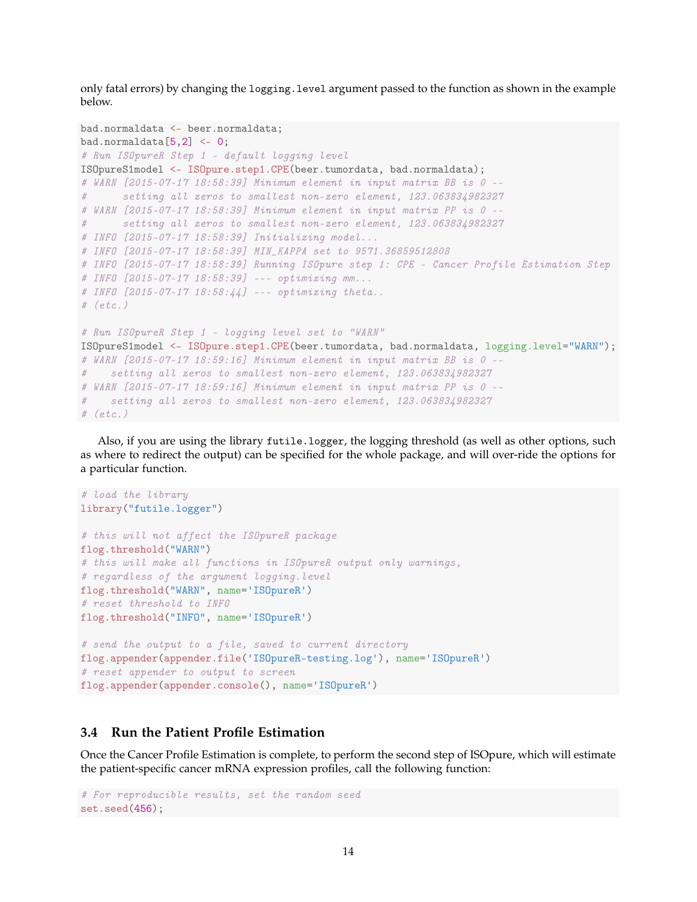only fatal errors) by changing the `logging.level` argument passed to the function as shown in the example below.

```
bad.normaldata <- beer.normaldata;
bad.normaldata[5,2] <- 0;
# Run ISOpureR Step 1 - default logging level
ISOpureS1model <- ISOpure.step1.CPE(beer.tumordata, bad.normaldata);
# WARN [2015-07-17 18:58:39] Minimum element in input matrix BB is 0 --
#      setting all zeros to smallest non-zero element, 123.063834982327
# WARN [2015-07-17 18:58:39] Minimum element in input matrix PP is 0 --
#      setting all zeros to smallest non-zero element, 123.063834982327
# INFO [2015-07-17 18:58:39] Initializing model...
# INFO [2015-07-17 18:58:39] MIN_KAPPA set to 9571.36859512808
# INFO [2015-07-17 18:58:39] Running ISOpure step 1: CPE - Cancer Profile Estimation Step
# INFO [2015-07-17 18:58:39] --- optimizing mm...
# INFO [2015-07-17 18:58:44] --- optimizing theta..
# (etc.)

# Run ISOpureR Step 1 - logging level set to "WARN"
ISOpureS1model <- ISOpure.step1.CPE(beer.tumordata, bad.normaldata, logging.level="WARN");
# WARN [2015-07-17 18:59:16] Minimum element in input matrix BB is 0 --
#    setting all zeros to smallest non-zero element, 123.063834982327
# WARN [2015-07-17 18:59:16] Minimum element in input matrix PP is 0 --
#    setting all zeros to smallest non-zero element, 123.063834982327
# (etc.)
```

Also, if you are using the library `futile.logger`, the logging threshold (as well as other options, such as where to redirect the output) can be specified for the whole package, and will over-ride the options for a particular function.

```
# load the library
library("futile.logger")

# this will not affect the ISOpureR package
flog.threshold("WARN")
# this will make all functions in ISOpureR output only warnings,
# regardless of the argument logging.level
flog.threshold("WARN", name='ISOpureR')
# reset threshold to INFO
flog.threshold("INFO", name='ISOpureR')

# send the output to a file, saved to current directory
flog.appender(appender.file('ISOpureR-testing.log'), name='ISOpureR')
# reset appender to output to screen
flog.appender(appender.console(), name='ISOpureR')
```

### 3.4 Run the Patient Profile Estimation

Once the Cancer Profile Estimation is complete, to perform the second step of ISOpure, which will estimate the patient-specific cancer mRNA expression profiles, call the following function:

```
# For reproducible results, set the random seed
set.seed(456);
```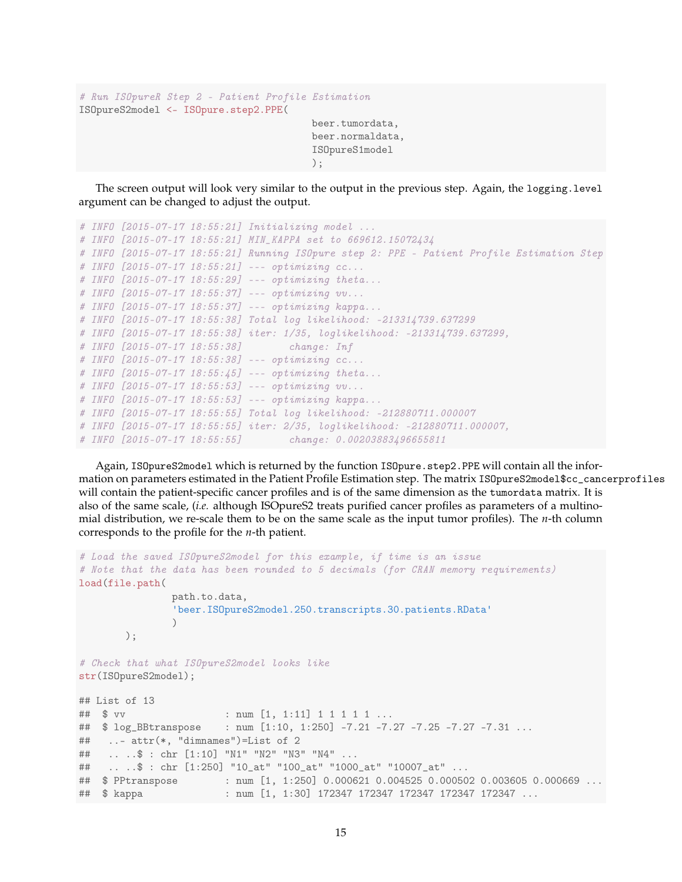```r
# Run ISOpureR Step 2 - Patient Profile Estimation
ISOpureS2model <- ISOpure.step2.PPE(
                                    beer.tumordata,
                                    beer.normaldata,
                                    ISOpureS1model
                                    );
```

The screen output will look very similar to the output in the previous step. Again, the `logging.level` argument can be changed to adjust the output.

```
# INFO [2015-07-17 18:55:21] Initializing model ...
# INFO [2015-07-17 18:55:21] MIN_KAPPA set to 669612.15072434
# INFO [2015-07-17 18:55:21] Running ISOpure step 2: PPE - Patient Profile Estimation Step
# INFO [2015-07-17 18:55:21] --- optimizing cc...
# INFO [2015-07-17 18:55:29] --- optimizing theta...
# INFO [2015-07-17 18:55:37] --- optimizing vv...
# INFO [2015-07-17 18:55:37] --- optimizing kappa...
# INFO [2015-07-17 18:55:38] Total log likelihood: -213314739.637299
# INFO [2015-07-17 18:55:38] iter: 1/35, loglikelihood: -213314739.637299,
# INFO [2015-07-17 18:55:38]        change: Inf
# INFO [2015-07-17 18:55:38] --- optimizing cc...
# INFO [2015-07-17 18:55:45] --- optimizing theta...
# INFO [2015-07-17 18:55:53] --- optimizing vv...
# INFO [2015-07-17 18:55:53] --- optimizing kappa...
# INFO [2015-07-17 18:55:55] Total log likelihood: -212880711.000007
# INFO [2015-07-17 18:55:55] iter: 2/35, loglikelihood: -212880711.000007,
# INFO [2015-07-17 18:55:55]        change: 0.00203883496655811
```

Again, `ISOpureS2model` which is returned by the function `ISOpure.step2.PPE` will contain all the information on parameters estimated in the Patient Profile Estimation step. The matrix `ISOpureS2model$cc_cancerprofiles` will contain the patient-specific cancer profiles and is of the same dimension as the `tumordata` matrix. It is also of the same scale, (*i.e.* although ISOpureS2 treats purified cancer profiles as parameters of a multinomial distribution, we re-scale them to be on the same scale as the input tumor profiles). The $n$-th column corresponds to the profile for the $n$-th patient.

```r
# Load the saved ISOpureS2model for this example, if time is an issue
# Note that the data has been rounded to 5 decimals (for CRAN memory requirements)
load(file.path(
               path.to.data,
               'beer.ISOpureS2model.250.transcripts.30.patients.RData'
               )
       );

# Check that what ISOpureS2model looks like
str(ISOpureS2model);

## List of 13
##  $ vv                 : num [1, 1:11] 1 1 1 1 1 ...
##  $ log_BBtranspose    : num [1:10, 1:250] -7.21 -7.27 -7.25 -7.27 -7.31 ...
##   ..- attr(*, "dimnames")=List of 2
##   .. ..$ : chr [1:10] "N1" "N2" "N3" "N4" ...
##   .. ..$ : chr [1:250] "10_at" "100_at" "1000_at" "10007_at" ...
##  $ PPtranspose        : num [1, 1:250] 0.000621 0.004525 0.000502 0.003605 0.000669 ...
##  $ kappa              : num [1, 1:30] 172347 172347 172347 172347 172347 ...
```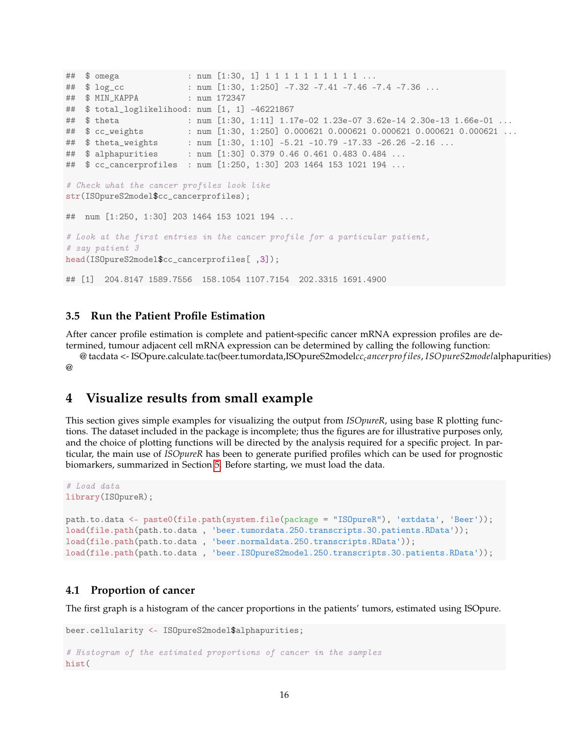```
##  $ omega             : num [1:30, 1] 1 1 1 1 1 1 1 1 1 1 ...
##  $ log_cc            : num [1:30, 1:250] -7.32 -7.41 -7.46 -7.4 -7.36 ...
##  $ MIN_KAPPA         : num 172347
##  $ total_loglikelihood: num [1, 1] -46221867
##  $ theta             : num [1:30, 1:11] 1.17e-02 1.23e-07 3.62e-14 2.30e-13 1.66e-01 ...
##  $ cc_weights        : num [1:30, 1:250] 0.000621 0.000621 0.000621 0.000621 0.000621 ...
##  $ theta_weights     : num [1:30, 1:10] -5.21 -10.79 -17.33 -26.26 -2.16 ...
##  $ alphapurities     : num [1:30] 0.379 0.46 0.461 0.483 0.484 ...
##  $ cc_cancerprofiles : num [1:250, 1:30] 203 1464 153 1021 194 ...

# Check what the cancer profiles look like
str(ISOpureS2model$cc_cancerprofiles);

##  num [1:250, 1:30] 203 1464 153 1021 194 ...

# Look at the first entries in the cancer profile for a particular patient,
# say patient 3
head(ISOpureS2model$cc_cancerprofiles[ ,3]);

## [1]  204.8147 1589.7556  158.1054 1107.7154  202.3315 1691.4900
```

### 3.5 Run the Patient Profile Estimation

After cancer profile estimation is complete and patient-specific cancer mRNA expression profiles are determined, tumour adjacent cell mRNA expression can be determined by calling the following function:

@ tacdata <- ISOpure.calculate.tac(beer.tumordata,ISOpureS2model$cc_cancerprofiles, ISOpureS2model$alphapurities)
@

## 4 Visualize results from small example

This section gives simple examples for visualizing the output from *ISOpureR*, using base R plotting functions. The dataset included in the package is incomplete; thus the figures are for illustrative purposes only, and the choice of plotting functions will be directed by the analysis required for a specific project. In particular, the main use of *ISOpureR* has been to generate purified profiles which can be used for prognostic biomarkers, summarized in Section 5. Before starting, we must load the data.

```
# Load data
library(ISOpureR);

path.to.data <- paste0(file.path(system.file(package = "ISOpureR"), 'extdata', 'Beer'));
load(file.path(path.to.data , 'beer.tumordata.250.transcripts.30.patients.RData'));
load(file.path(path.to.data , 'beer.normaldata.250.transcripts.RData'));
load(file.path(path.to.data , 'beer.ISOpureS2model.250.transcripts.30.patients.RData'));
```

### 4.1 Proportion of cancer

The first graph is a histogram of the cancer proportions in the patients' tumors, estimated using ISOpure.

```
beer.cellularity <- ISOpureS2model$alphapurities;

# Histogram of the estimated proportions of cancer in the samples
hist(
```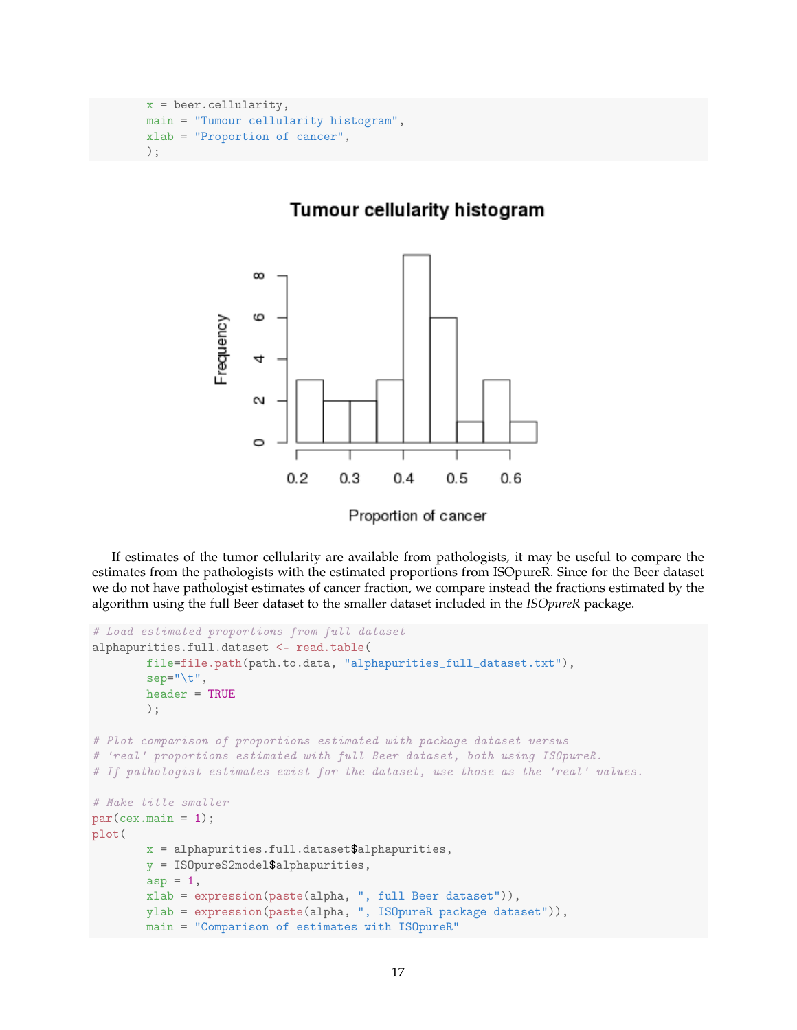```
        x = beer.cellularity,
        main = "Tumour cellularity histogram",
        xlab = "Proportion of cancer",
        );
```

If estimates of the tumor cellularity are available from pathologists, it may be useful to compare the estimates from the pathologists with the estimated proportions from ISOpureR. Since for the Beer dataset we do not have pathologist estimates of cancer fraction, we compare instead the fractions estimated by the algorithm using the full Beer dataset to the smaller dataset included in the *ISOpureR* package.

```
# Load estimated proportions from full dataset
alphapurities.full.dataset <- read.table(
        file=file.path(path.to.data, "alphapurities_full_dataset.txt"),
        sep="\t",
        header = TRUE
        );

# Plot comparison of proportions estimated with package dataset versus
# 'real' proportions estimated with full Beer dataset, both using ISOpureR.
# If pathologist estimates exist for the dataset, use those as the 'real' values.

# Make title smaller
par(cex.main = 1);
plot(
        x = alphapurities.full.dataset$alphapurities,
        y = ISOpureS2model$alphapurities,
        asp = 1,
        xlab = expression(paste(alpha, ", full Beer dataset")),
        ylab = expression(paste(alpha, ", ISOpureR package dataset")),
        main = "Comparison of estimates with ISOpureR"
```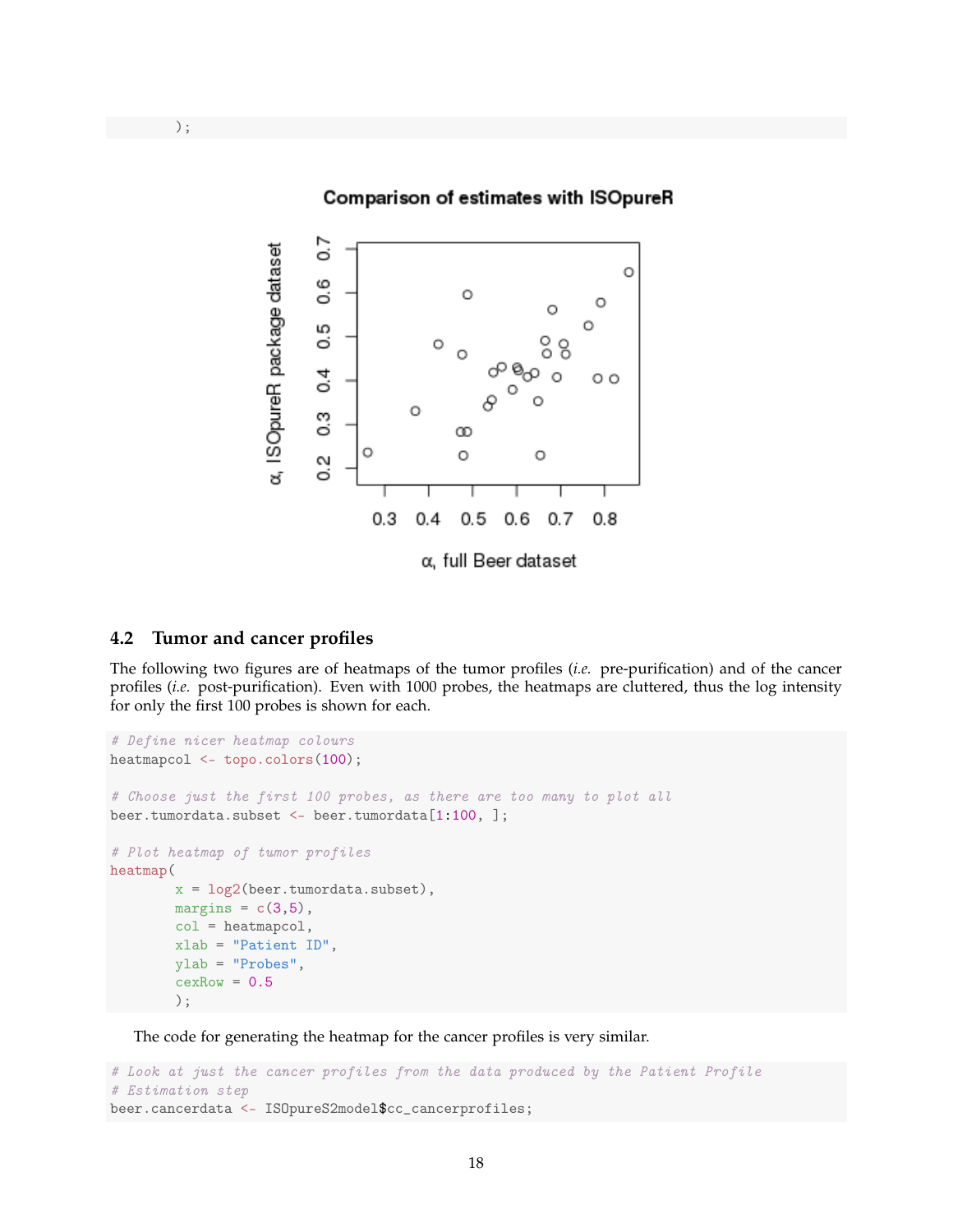```
        );
```

## 4.2 Tumor and cancer profiles

The following two figures are of heatmaps of the tumor profiles (*i.e.* pre-purification) and of the cancer profiles (*i.e.* post-purification). Even with 1000 probes, the heatmaps are cluttered, thus the log intensity for only the first 100 probes is shown for each.

```
# Define nicer heatmap colours
heatmapcol <- topo.colors(100);

# Choose just the first 100 probes, as there are too many to plot all
beer.tumordata.subset <- beer.tumordata[1:100, ];

# Plot heatmap of tumor profiles
heatmap(
        x = log2(beer.tumordata.subset),
        margins = c(3,5),
        col = heatmapcol,
        xlab = "Patient ID",
        ylab = "Probes",
        cexRow = 0.5
        );
```

The code for generating the heatmap for the cancer profiles is very similar.

```
# Look at just the cancer profiles from the data produced by the Patient Profile
# Estimation step
beer.cancerdata <- ISOpureS2model$cc_cancerprofiles;
```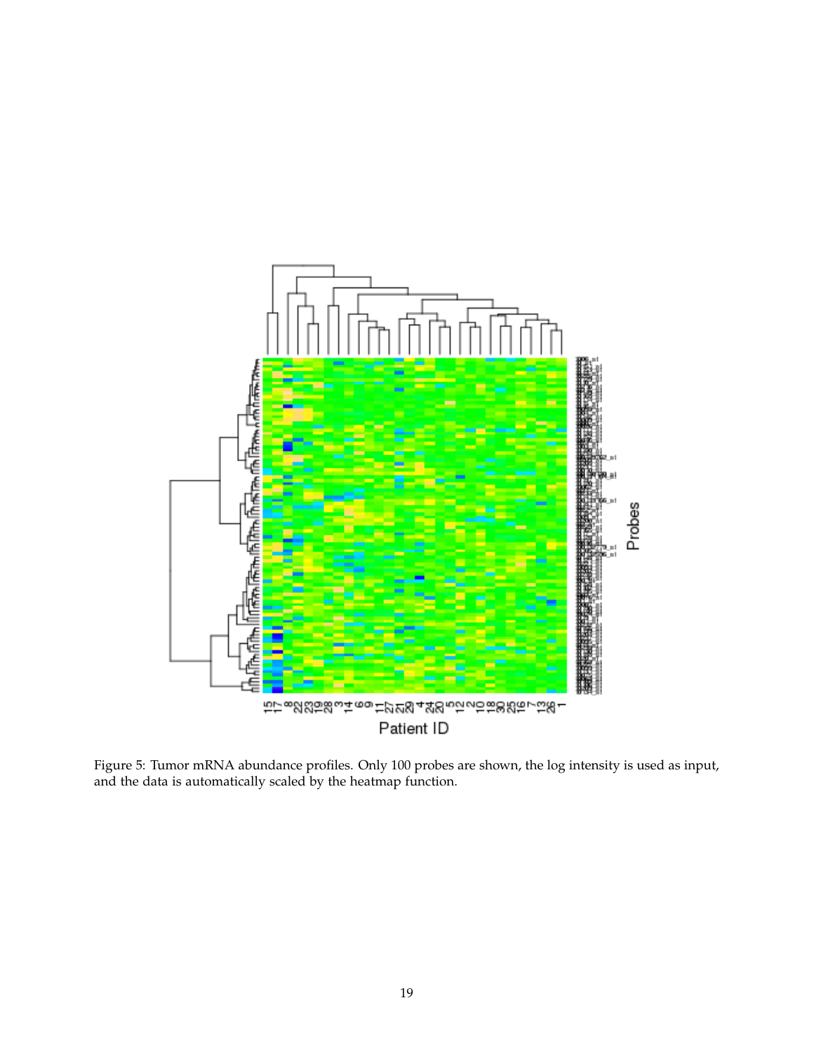Figure 5: Tumor mRNA abundance profiles. Only 100 probes are shown, the log intensity is used as input, and the data is automatically scaled by the heatmap function.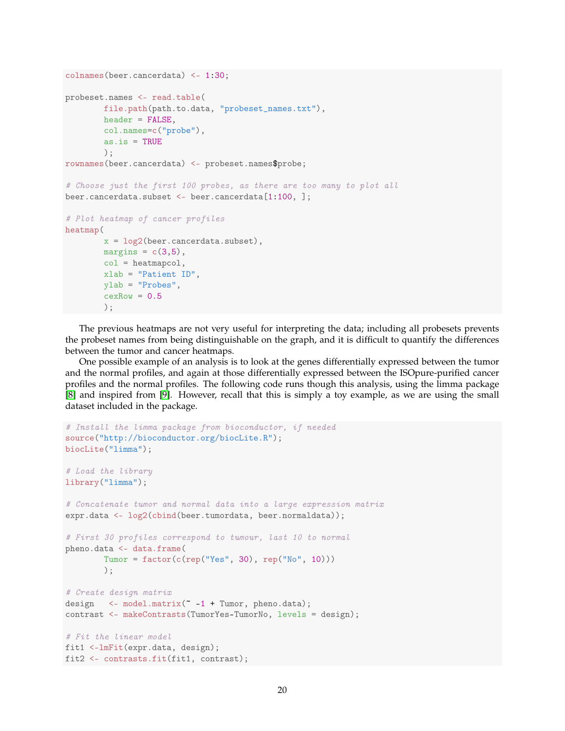```
colnames(beer.cancerdata) <- 1:30;

probeset.names <- read.table(
        file.path(path.to.data, "probeset_names.txt"),
        header = FALSE,
        col.names=c("probe"),
        as.is = TRUE
        );
rownames(beer.cancerdata) <- probeset.names$probe;

# Choose just the first 100 probes, as there are too many to plot all
beer.cancerdata.subset <- beer.cancerdata[1:100, ];

# Plot heatmap of cancer profiles
heatmap(
        x = log2(beer.cancerdata.subset),
        margins = c(3,5),
        col = heatmapcol,
        xlab = "Patient ID",
        ylab = "Probes",
        cexRow = 0.5
        );
```

The previous heatmaps are not very useful for interpreting the data; including all probesets prevents the probeset names from being distinguishable on the graph, and it is difficult to quantify the differences between the tumor and cancer heatmaps.

One possible example of an analysis is to look at the genes differentially expressed between the tumor and the normal profiles, and again at those differentially expressed between the ISOpure-purified cancer profiles and the normal profiles. The following code runs though this analysis, using the limma package [8] and inspired from [9]. However, recall that this is simply a toy example, as we are using the small dataset included in the package.

```
# Install the limma package from bioconductor, if needed
source("http://bioconductor.org/biocLite.R");
biocLite("limma");

# Load the library
library("limma");

# Concatenate tumor and normal data into a large expression matrix
expr.data <- log2(cbind(beer.tumordata, beer.normaldata));

# First 30 profiles correspond to tumour, last 10 to normal
pheno.data <- data.frame(
        Tumor = factor(c(rep("Yes", 30), rep("No", 10)))
        );

# Create design matrix
design   <- model.matrix(~ -1 + Tumor, pheno.data);
contrast <- makeContrasts(TumorYes-TumorNo, levels = design);

# Fit the linear model
fit1 <-lmFit(expr.data, design);
fit2 <- contrasts.fit(fit1, contrast);
```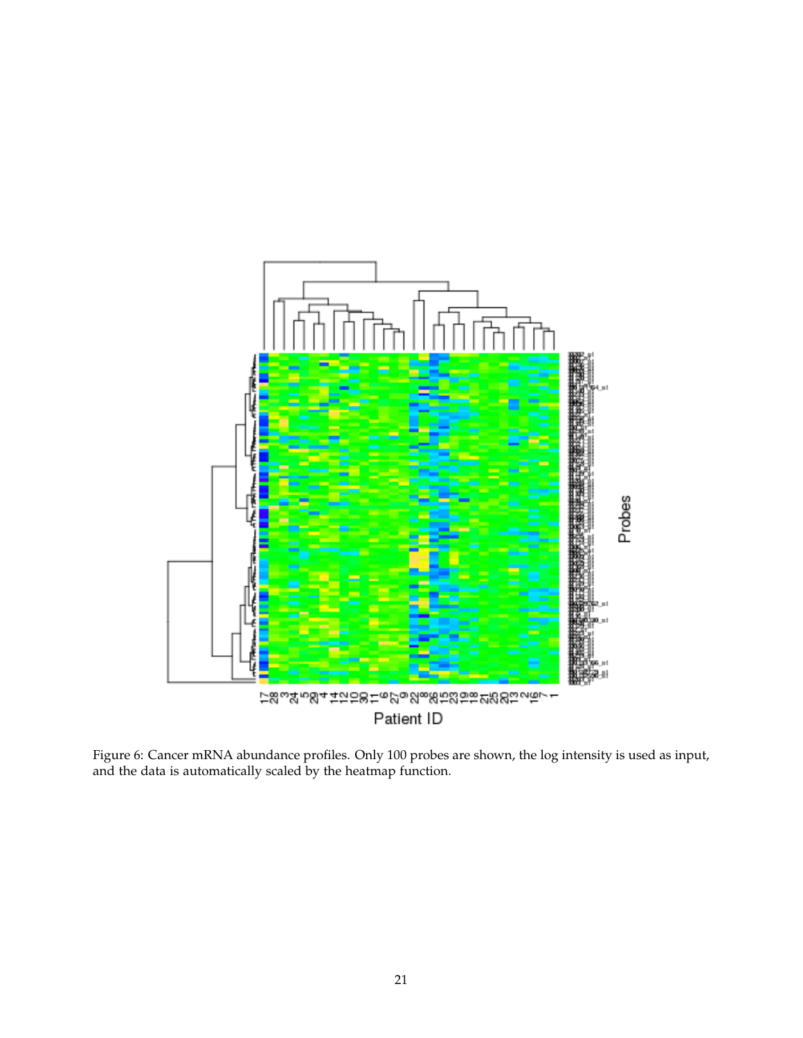Figure 6: Cancer mRNA abundance profiles. Only 100 probes are shown, the log intensity is used as input, and the data is automatically scaled by the heatmap function.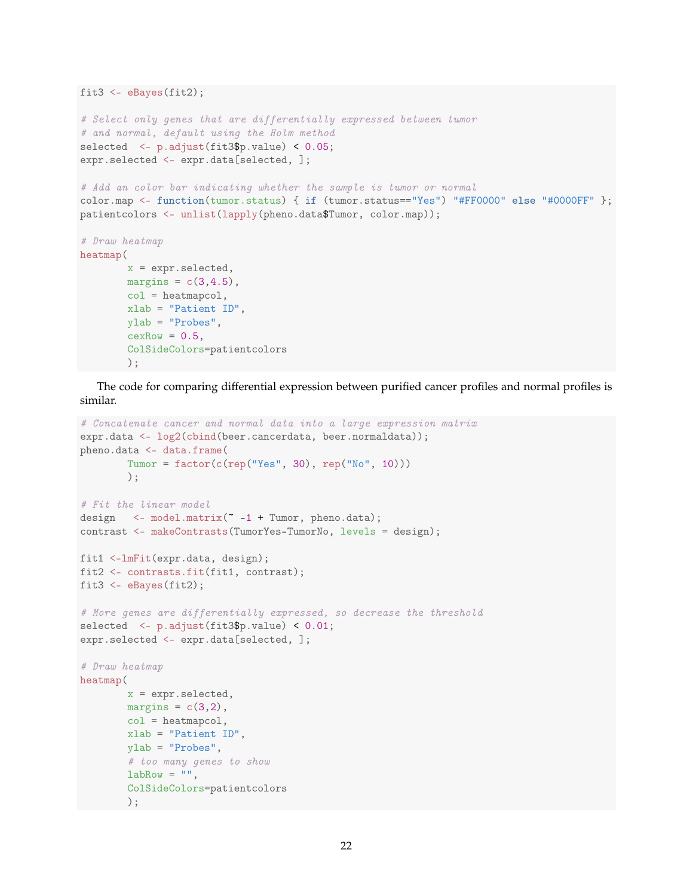```r
fit3 <- eBayes(fit2);

# Select only genes that are differentially expressed between tumor
# and normal, default using the Holm method
selected  <- p.adjust(fit3$p.value) < 0.05;
expr.selected <- expr.data[selected, ];

# Add an color bar indicating whether the sample is tumor or normal
color.map <- function(tumor.status) { if (tumor.status=="Yes") "#FF0000" else "#0000FF" };
patientcolors <- unlist(lapply(pheno.data$Tumor, color.map));

# Draw heatmap
heatmap(
        x = expr.selected,
        margins = c(3,4.5),
        col = heatmapcol,
        xlab = "Patient ID",
        ylab = "Probes",
        cexRow = 0.5,
        ColSideColors=patientcolors
        );
```

The code for comparing differential expression between purified cancer profiles and normal profiles is similar.

```r
# Concatenate cancer and normal data into a large expression matrix
expr.data <- log2(cbind(beer.cancerdata, beer.normaldata));
pheno.data <- data.frame(
        Tumor = factor(c(rep("Yes", 30), rep("No", 10)))
        );

# Fit the linear model
design   <- model.matrix(~ -1 + Tumor, pheno.data);
contrast <- makeContrasts(TumorYes-TumorNo, levels = design);

fit1 <-lmFit(expr.data, design);
fit2 <- contrasts.fit(fit1, contrast);
fit3 <- eBayes(fit2);

# More genes are differentially expressed, so decrease the threshold
selected  <- p.adjust(fit3$p.value) < 0.01;
expr.selected <- expr.data[selected, ];

# Draw heatmap
heatmap(
        x = expr.selected,
        margins = c(3,2),
        col = heatmapcol,
        xlab = "Patient ID",
        ylab = "Probes",
        # too many genes to show
        labRow = "",
        ColSideColors=patientcolors
        );
```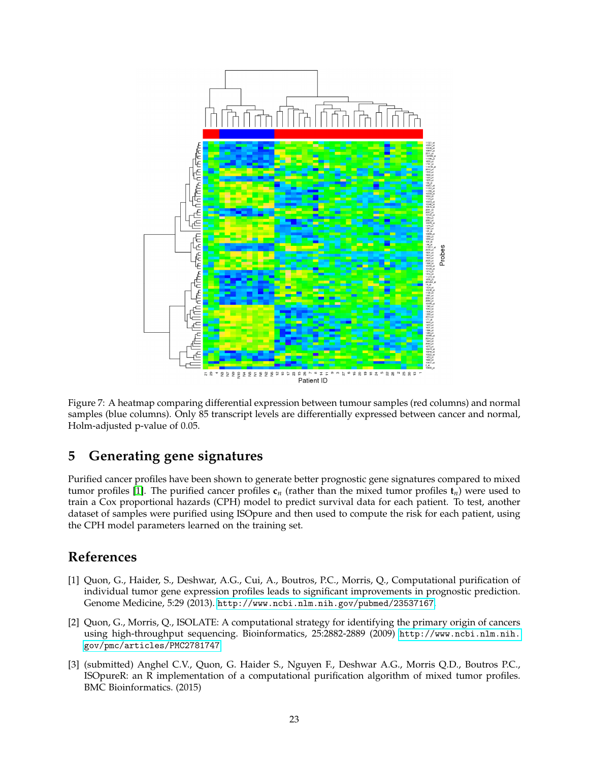Figure 7: A heatmap comparing differential expression between tumour samples (red columns) and normal samples (blue columns). Only 85 transcript levels are differentially expressed between cancer and normal, Holm-adjusted p-value of 0.05.

## 5 Generating gene signatures

Purified cancer profiles have been shown to generate better prognostic gene signatures compared to mixed tumor profiles [1]. The purified cancer profiles $\mathbf{c}_n$ (rather than the mixed tumor profiles $\mathbf{t}_n$) were used to train a Cox proportional hazards (CPH) model to predict survival data for each patient. To test, another dataset of samples were purified using ISOpure and then used to compute the risk for each patient, using the CPH model parameters learned on the training set.

## References

[1] Quon, G., Haider, S., Deshwar, A.G., Cui, A., Boutros, P.C., Morris, Q., Computational purification of individual tumor gene expression profiles leads to significant improvements in prognostic prediction. Genome Medicine, 5:29 (2013). `http://www.ncbi.nlm.nih.gov/pubmed/23537167`

[2] Quon, G., Morris, Q., ISOLATE: A computational strategy for identifying the primary origin of cancers using high-throughput sequencing. Bioinformatics, 25:2882-2889 (2009) `http://www.ncbi.nlm.nih.gov/pmc/articles/PMC2781747`

[3] (submitted) Anghel C.V., Quon, G. Haider S., Nguyen F., Deshwar A.G., Morris Q.D., Boutros P.C., ISOpureR: an R implementation of a computational purification algorithm of mixed tumor profiles. BMC Bioinformatics. (2015)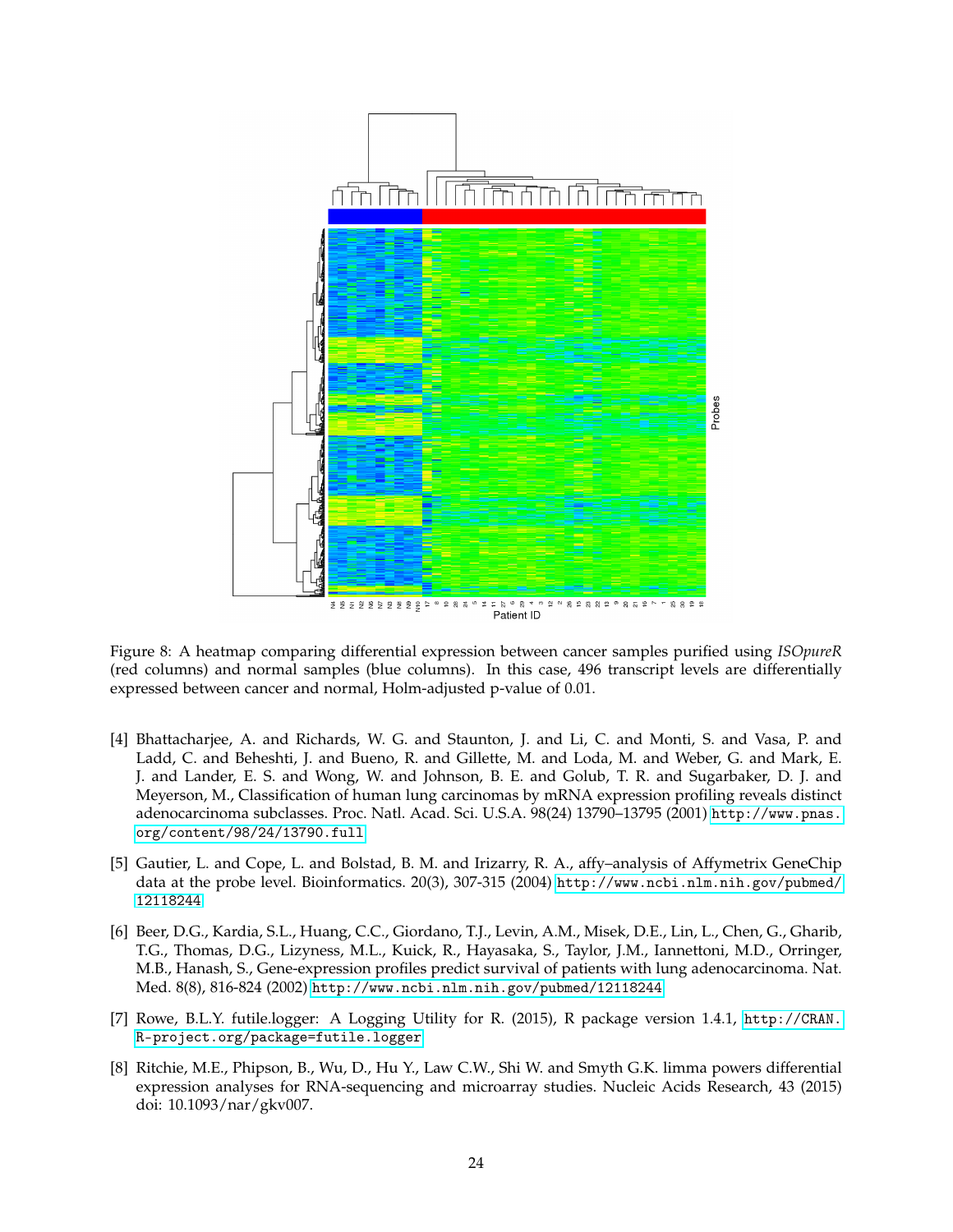Figure 8: A heatmap comparing differential expression between cancer samples purified using *ISOpureR* (red columns) and normal samples (blue columns). In this case, 496 transcript levels are differentially expressed between cancer and normal, Holm-adjusted p-value of 0.01.

[4] Bhattacharjee, A. and Richards, W. G. and Staunton, J. and Li, C. and Monti, S. and Vasa, P. and Ladd, C. and Beheshti, J. and Bueno, R. and Gillette, M. and Loda, M. and Weber, G. and Mark, E. J. and Lander, E. S. and Wong, W. and Johnson, B. E. and Golub, T. R. and Sugarbaker, D. J. and Meyerson, M., Classification of human lung carcinomas by mRNA expression profiling reveals distinct adenocarcinoma subclasses. Proc. Natl. Acad. Sci. U.S.A. 98(24) 13790–13795 (2001) http://www.pnas.org/content/98/24/13790.full

[5] Gautier, L. and Cope, L. and Bolstad, B. M. and Irizarry, R. A., affy–analysis of Affymetrix GeneChip data at the probe level. Bioinformatics. 20(3), 307-315 (2004) http://www.ncbi.nlm.nih.gov/pubmed/12118244

[6] Beer, D.G., Kardia, S.L., Huang, C.C., Giordano, T.J., Levin, A.M., Misek, D.E., Lin, L., Chen, G., Gharib, T.G., Thomas, D.G., Lizyness, M.L., Kuick, R., Hayasaka, S., Taylor, J.M., Iannettoni, M.D., Orringer, M.B., Hanash, S., Gene-expression profiles predict survival of patients with lung adenocarcinoma. Nat. Med. 8(8), 816-824 (2002) http://www.ncbi.nlm.nih.gov/pubmed/12118244

[7] Rowe, B.L.Y. futile.logger: A Logging Utility for R. (2015), R package version 1.4.1, http://CRAN.R-project.org/package=futile.logger

[8] Ritchie, M.E., Phipson, B., Wu, D., Hu Y., Law C.W., Shi W. and Smyth G.K. limma powers differential expression analyses for RNA-sequencing and microarray studies. Nucleic Acids Research, 43 (2015) doi: 10.1093/nar/gkv007.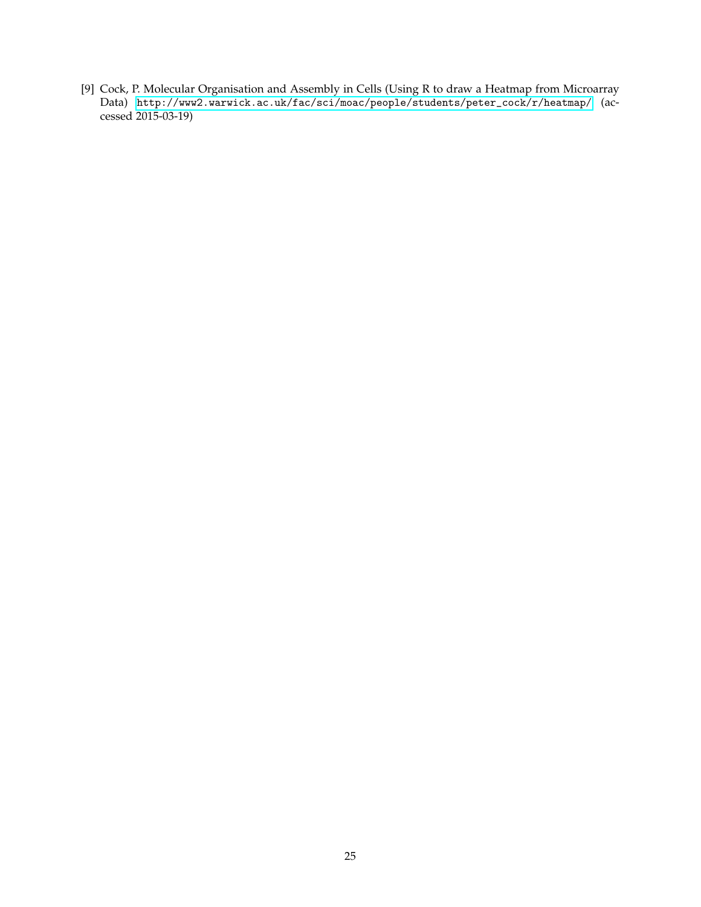[9] Cock, P. Molecular Organisation and Assembly in Cells (Using R to draw a Heatmap from Microarray Data) http://www2.warwick.ac.uk/fac/sci/moac/people/students/peter_cock/r/heatmap/ (accessed 2015-03-19)